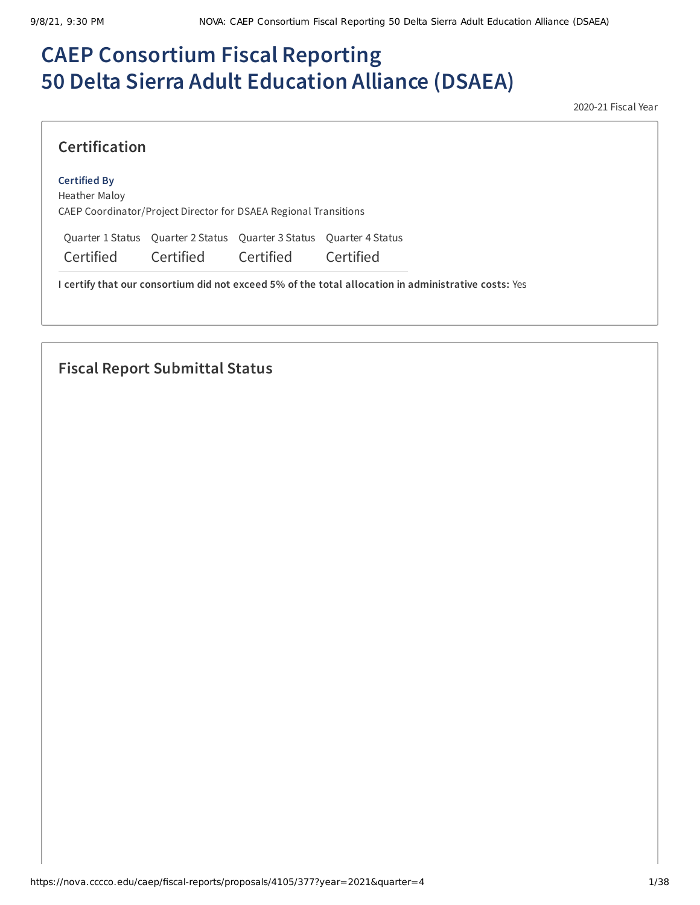# CAEP Consortium Fiscal Reporting
# 50 Delta Sierra Adult Education Alliance (DSAEA)

2020-21 Fiscal Year

## Certification

**Certified By**
Heather Maloy
CAEP Coordinator/Project Director for DSAEA Regional Transitions

| Quarter 1 Status | Quarter 2 Status | Quarter 3 Status | Quarter 4 Status |
|---|---|---|---|
| Certified | Certified | Certified | Certified |

**I certify that our consortium did not exceed 5% of the total allocation in administrative costs:** Yes

## Fiscal Report Submittal Status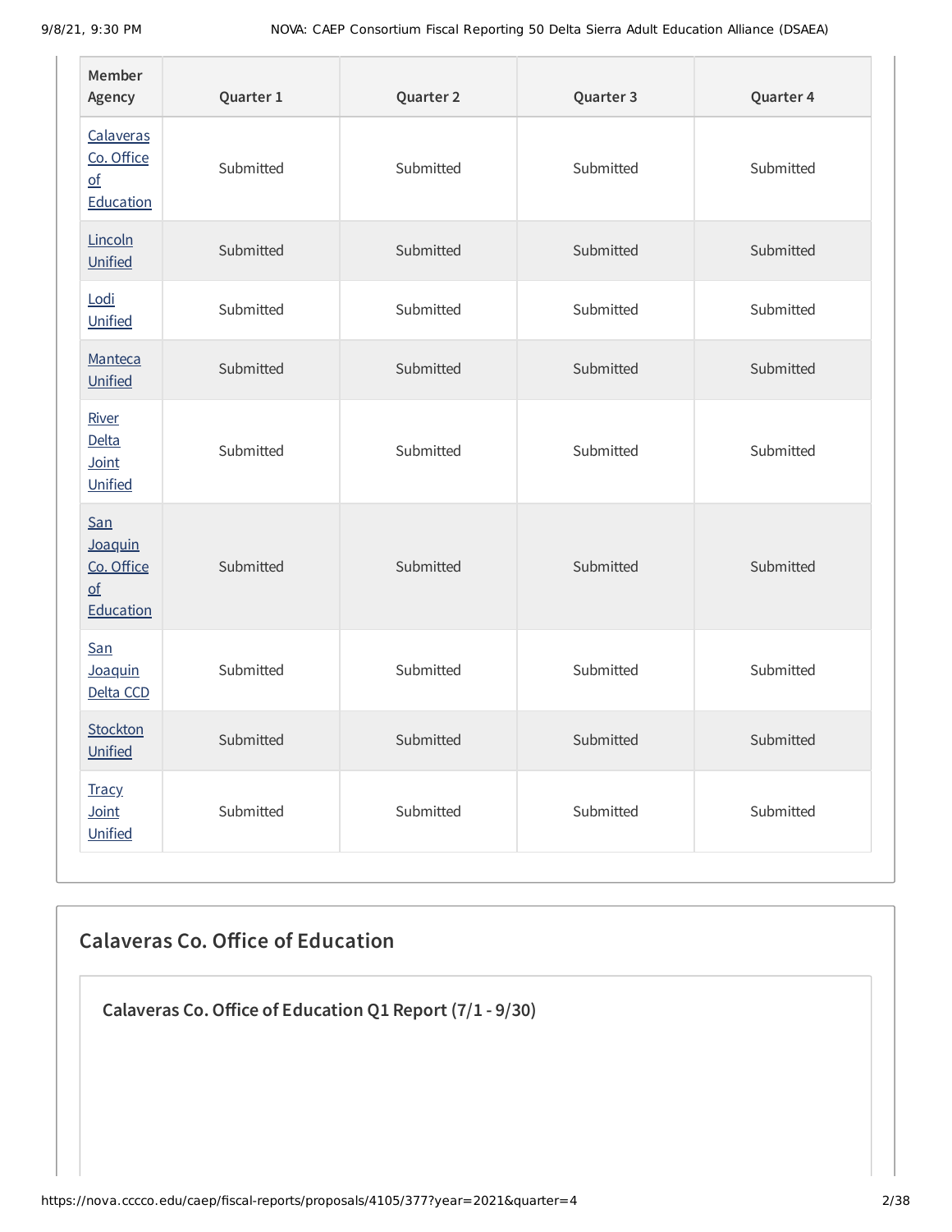| Member Agency | Quarter 1 | Quarter 2 | Quarter 3 | Quarter 4 |
|---|---|---|---|---|
| Calaveras Co. Office of Education | Submitted | Submitted | Submitted | Submitted |
| Lincoln Unified | Submitted | Submitted | Submitted | Submitted |
| Lodi Unified | Submitted | Submitted | Submitted | Submitted |
| Manteca Unified | Submitted | Submitted | Submitted | Submitted |
| River Delta Joint Unified | Submitted | Submitted | Submitted | Submitted |
| San Joaquin Co. Office of Education | Submitted | Submitted | Submitted | Submitted |
| San Joaquin Delta CCD | Submitted | Submitted | Submitted | Submitted |
| Stockton Unified | Submitted | Submitted | Submitted | Submitted |
| Tracy Joint Unified | Submitted | Submitted | Submitted | Submitted |

## Calaveras Co. Office of Education

### Calaveras Co. Office of Education Q1 Report (7/1 - 9/30)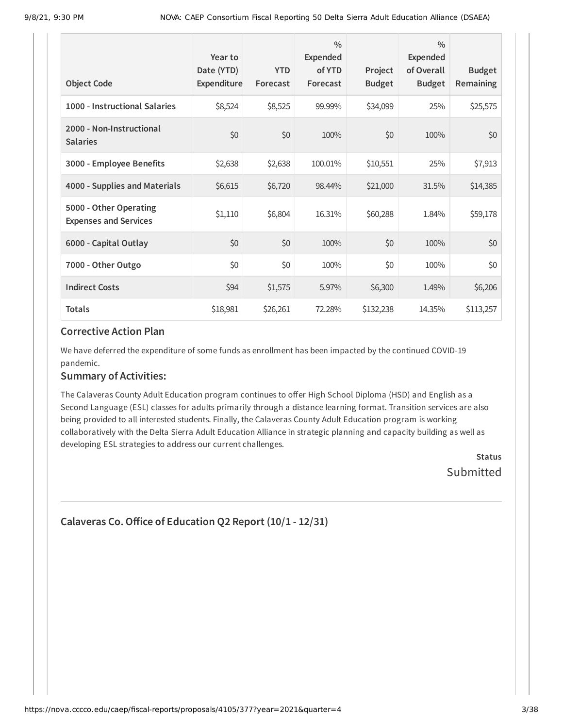| Object Code | Year to Date (YTD) Expenditure | YTD Forecast | % Expended of YTD Forecast | Project Budget | % Expended of Overall Budget | Budget Remaining |
|---|---|---|---|---|---|---|
| 1000 - Instructional Salaries | $8,524 | $8,525 | 99.99% | $34,099 | 25% | $25,575 |
| 2000 - Non-Instructional Salaries | $0 | $0 | 100% | $0 | 100% | $0 |
| 3000 - Employee Benefits | $2,638 | $2,638 | 100.01% | $10,551 | 25% | $7,913 |
| 4000 - Supplies and Materials | $6,615 | $6,720 | 98.44% | $21,000 | 31.5% | $14,385 |
| 5000 - Other Operating Expenses and Services | $1,110 | $6,804 | 16.31% | $60,288 | 1.84% | $59,178 |
| 6000 - Capital Outlay | $0 | $0 | 100% | $0 | 100% | $0 |
| 7000 - Other Outgo | $0 | $0 | 100% | $0 | 100% | $0 |
| Indirect Costs | $94 | $1,575 | 5.97% | $6,300 | 1.49% | $6,206 |
| **Totals** | $18,981 | $26,261 | 72.28% | $132,238 | 14.35% | $113,257 |

## Corrective Action Plan

We have deferred the expenditure of some funds as enrollment has been impacted by the continued COVID-19 pandemic.

## Summary of Activities:

The Calaveras County Adult Education program continues to offer High School Diploma (HSD) and English as a Second Language (ESL) classes for adults primarily through a distance learning format. Transition services are also being provided to all interested students. Finally, the Calaveras County Adult Education program is working collaboratively with the Delta Sierra Adult Education Alliance in strategic planning and capacity building as well as developing ESL strategies to address our current challenges.

**Status**

Submitted

## Calaveras Co. Office of Education Q2 Report (10/1 - 12/31)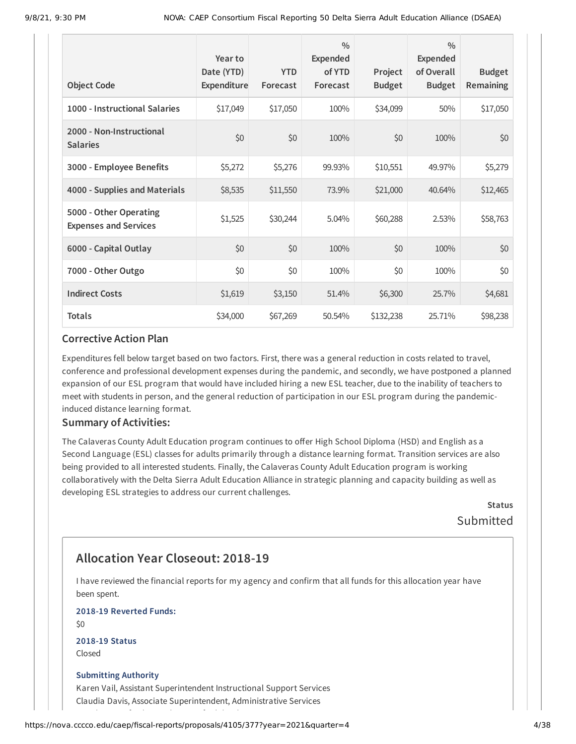| Object Code | Year to Date (YTD) Expenditure | YTD Forecast | % Expended of YTD Forecast | Project Budget | % Expended of Overall Budget | Budget Remaining |
|---|---|---|---|---|---|---|
| 1000 - Instructional Salaries | $17,049 | $17,050 | 100% | $34,099 | 50% | $17,050 |
| 2000 - Non-Instructional Salaries | $0 | $0 | 100% | $0 | 100% | $0 |
| 3000 - Employee Benefits | $5,272 | $5,276 | 99.93% | $10,551 | 49.97% | $5,279 |
| 4000 - Supplies and Materials | $8,535 | $11,550 | 73.9% | $21,000 | 40.64% | $12,465 |
| 5000 - Other Operating Expenses and Services | $1,525 | $30,244 | 5.04% | $60,288 | 2.53% | $58,763 |
| 6000 - Capital Outlay | $0 | $0 | 100% | $0 | 100% | $0 |
| 7000 - Other Outgo | $0 | $0 | 100% | $0 | 100% | $0 |
| Indirect Costs | $1,619 | $3,150 | 51.4% | $6,300 | 25.7% | $4,681 |
| Totals | $34,000 | $67,269 | 50.54% | $132,238 | 25.71% | $98,238 |

### Corrective Action Plan

Expenditures fell below target based on two factors. First, there was a general reduction in costs related to travel, conference and professional development expenses during the pandemic, and secondly, we have postponed a planned expansion of our ESL program that would have included hiring a new ESL teacher, due to the inability of teachers to meet with students in person, and the general reduction of participation in our ESL program during the pandemic-induced distance learning format.

### Summary of Activities:

The Calaveras County Adult Education program continues to offer High School Diploma (HSD) and English as a Second Language (ESL) classes for adults primarily through a distance learning format. Transition services are also being provided to all interested students. Finally, the Calaveras County Adult Education program is working collaboratively with the Delta Sierra Adult Education Alliance in strategic planning and capacity building as well as developing ESL strategies to address our current challenges.

**Status**

Submitted

## Allocation Year Closeout: 2018-19

I have reviewed the financial reports for my agency and confirm that all funds for this allocation year have been spent.

**2018-19 Reverted Funds:**

$0

**2018-19 Status**

Closed

**Submitting Authority**

Karen Vail, Assistant Superintendent Instructional Support Services

Claudia Davis, Associate Superintendent, Administrative Services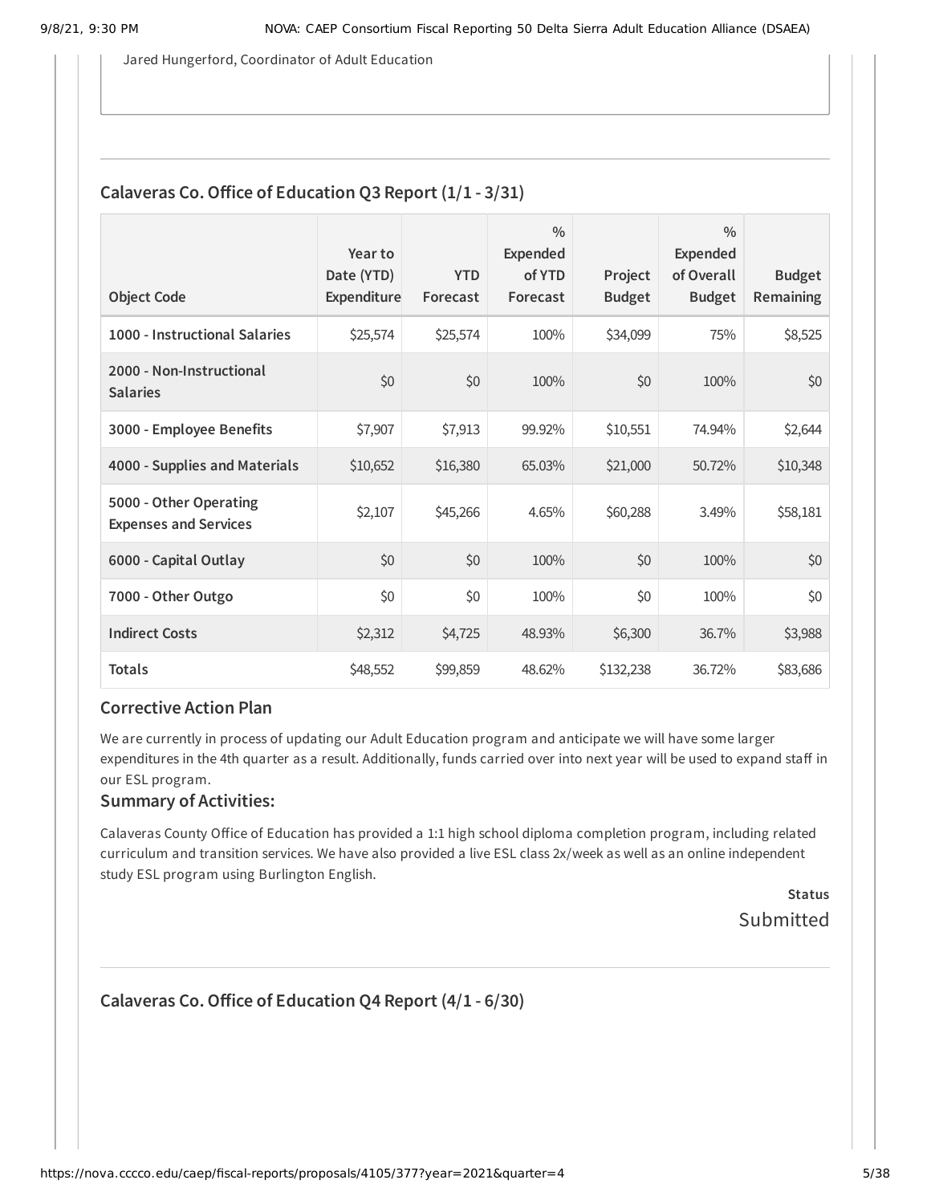Jared Hungerford, Coordinator of Adult Education

## Calaveras Co. Office of Education Q3 Report (1/1 - 3/31)

| Object Code | Year to Date (YTD) Expenditure | YTD Forecast | % Expended of YTD Forecast | Project Budget | % Expended of Overall Budget | Budget Remaining |
|---|---|---|---|---|---|---|
| **1000 - Instructional Salaries** | $25,574 | $25,574 | 100% | $34,099 | 75% | $8,525 |
| **2000 - Non-Instructional Salaries** | $0 | $0 | 100% | $0 | 100% | $0 |
| **3000 - Employee Benefits** | $7,907 | $7,913 | 99.92% | $10,551 | 74.94% | $2,644 |
| **4000 - Supplies and Materials** | $10,652 | $16,380 | 65.03% | $21,000 | 50.72% | $10,348 |
| **5000 - Other Operating Expenses and Services** | $2,107 | $45,266 | 4.65% | $60,288 | 3.49% | $58,181 |
| **6000 - Capital Outlay** | $0 | $0 | 100% | $0 | 100% | $0 |
| **7000 - Other Outgo** | $0 | $0 | 100% | $0 | 100% | $0 |
| **Indirect Costs** | $2,312 | $4,725 | 48.93% | $6,300 | 36.7% | $3,988 |
| **Totals** | $48,552 | $99,859 | 48.62% | $132,238 | 36.72% | $83,686 |

### Corrective Action Plan

We are currently in process of updating our Adult Education program and anticipate we will have some larger expenditures in the 4th quarter as a result. Additionally, funds carried over into next year will be used to expand staff in our ESL program.

### Summary of Activities:

Calaveras County Office of Education has provided a 1:1 high school diploma completion program, including related curriculum and transition services. We have also provided a live ESL class 2x/week as well as an online independent study ESL program using Burlington English.

**Status**

Submitted

## Calaveras Co. Office of Education Q4 Report (4/1 - 6/30)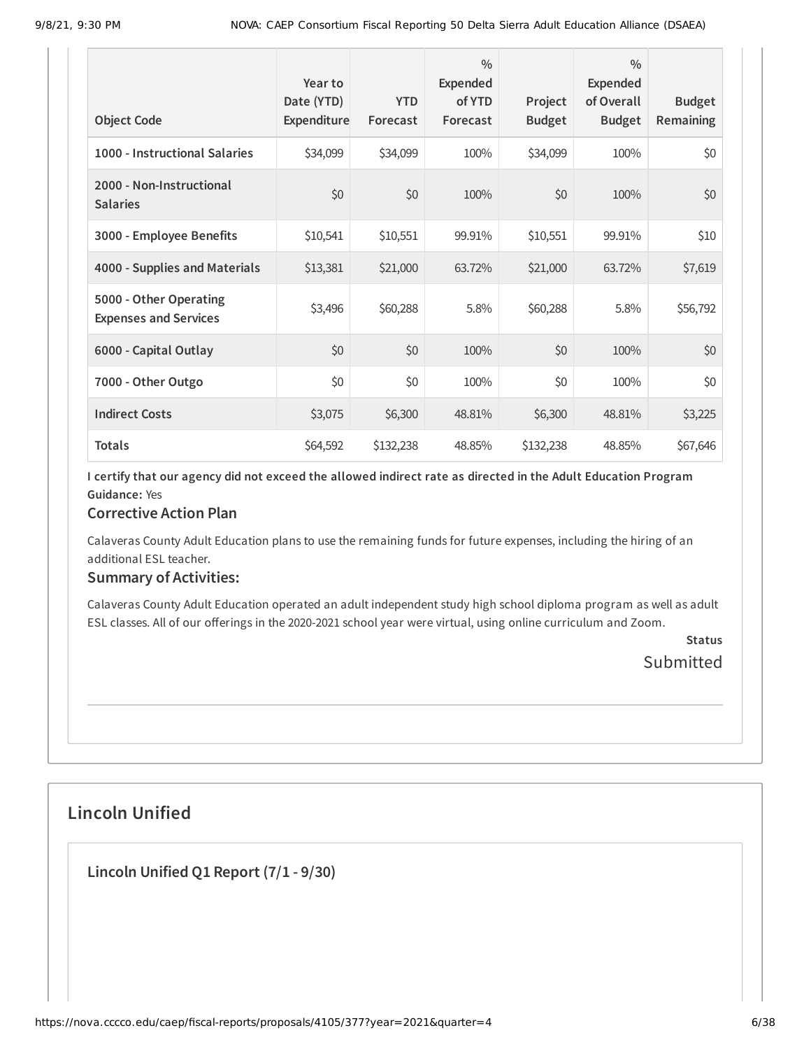| Object Code | Year to Date (YTD) Expenditure | YTD Forecast | % Expended of YTD Forecast | Project Budget | % Expended of Overall Budget | Budget Remaining |
|---|---|---|---|---|---|---|
| 1000 - Instructional Salaries | $34,099 | $34,099 | 100% | $34,099 | 100% | $0 |
| 2000 - Non-Instructional Salaries | $0 | $0 | 100% | $0 | 100% | $0 |
| 3000 - Employee Benefits | $10,541 | $10,551 | 99.91% | $10,551 | 99.91% | $10 |
| 4000 - Supplies and Materials | $13,381 | $21,000 | 63.72% | $21,000 | 63.72% | $7,619 |
| 5000 - Other Operating Expenses and Services | $3,496 | $60,288 | 5.8% | $60,288 | 5.8% | $56,792 |
| 6000 - Capital Outlay | $0 | $0 | 100% | $0 | 100% | $0 |
| 7000 - Other Outgo | $0 | $0 | 100% | $0 | 100% | $0 |
| Indirect Costs | $3,075 | $6,300 | 48.81% | $6,300 | 48.81% | $3,225 |
| Totals | $64,592 | $132,238 | 48.85% | $132,238 | 48.85% | $67,646 |

**I certify that our agency did not exceed the allowed indirect rate as directed in the Adult Education Program Guidance:** Yes

### Corrective Action Plan

Calaveras County Adult Education plans to use the remaining funds for future expenses, including the hiring of an additional ESL teacher.

### Summary of Activities:

Calaveras County Adult Education operated an adult independent study high school diploma program as well as adult ESL classes. All of our offerings in the 2020-2021 school year were virtual, using online curriculum and Zoom.

**Status**

Submitted

## Lincoln Unified

### Lincoln Unified Q1 Report (7/1 - 9/30)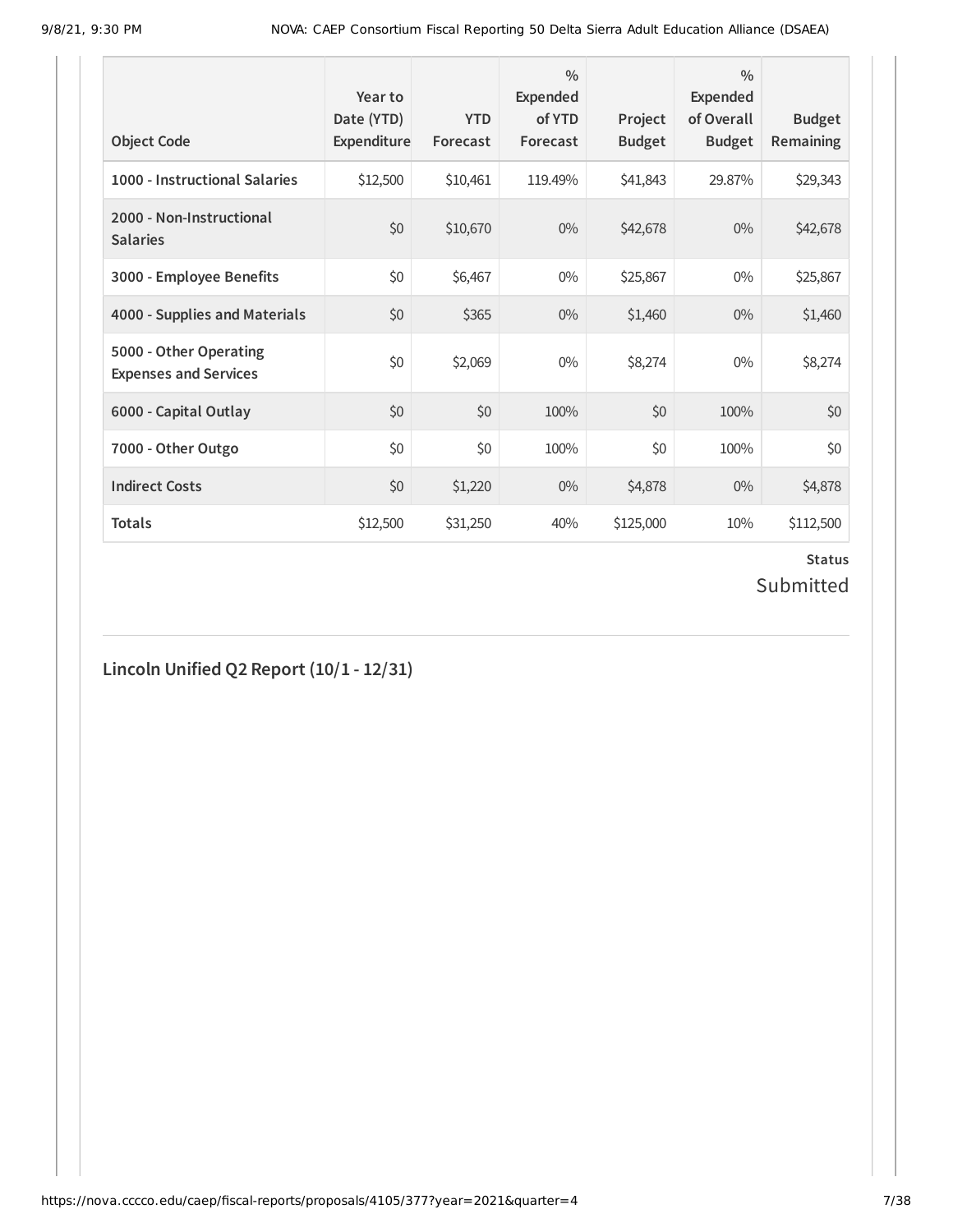| Object Code | Year to Date (YTD) Expenditure | YTD Forecast | % Expended of YTD Forecast | Project Budget | % Expended of Overall Budget | Budget Remaining |
|---|---|---|---|---|---|---|
| 1000 - Instructional Salaries | $12,500 | $10,461 | 119.49% | $41,843 | 29.87% | $29,343 |
| 2000 - Non-Instructional Salaries | $0 | $10,670 | 0% | $42,678 | 0% | $42,678 |
| 3000 - Employee Benefits | $0 | $6,467 | 0% | $25,867 | 0% | $25,867 |
| 4000 - Supplies and Materials | $0 | $365 | 0% | $1,460 | 0% | $1,460 |
| 5000 - Other Operating Expenses and Services | $0 | $2,069 | 0% | $8,274 | 0% | $8,274 |
| 6000 - Capital Outlay | $0 | $0 | 100% | $0 | 100% | $0 |
| 7000 - Other Outgo | $0 | $0 | 100% | $0 | 100% | $0 |
| Indirect Costs | $0 | $1,220 | 0% | $4,878 | 0% | $4,878 |
| Totals | $12,500 | $31,250 | 40% | $125,000 | 10% | $112,500 |

**Status**

Submitted

## Lincoln Unified Q2 Report (10/1 - 12/31)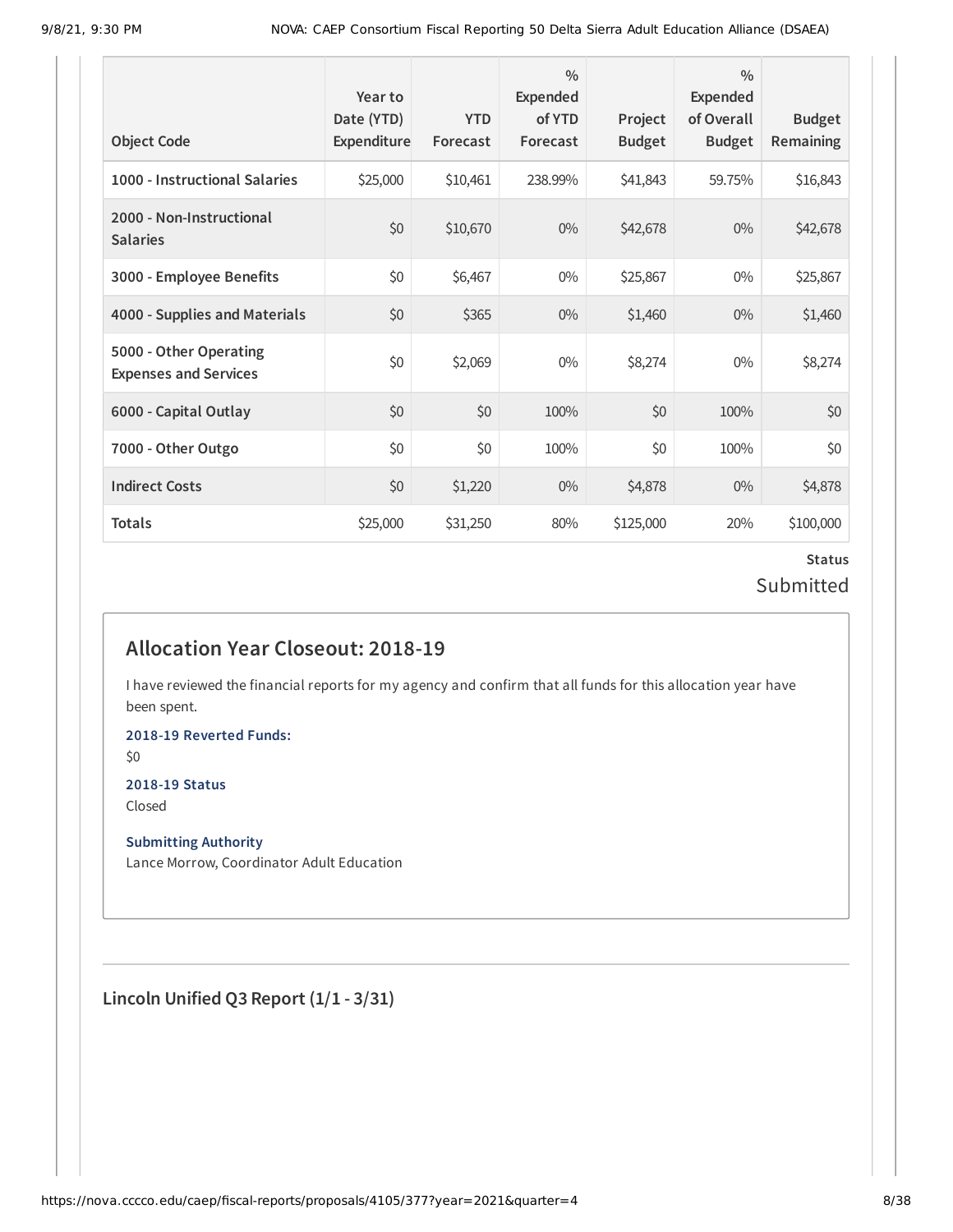| Object Code | Year to Date (YTD) Expenditure | YTD Forecast | % Expended of YTD Forecast | Project Budget | % Expended of Overall Budget | Budget Remaining |
|---|---|---|---|---|---|---|
| 1000 - Instructional Salaries | $25,000 | $10,461 | 238.99% | $41,843 | 59.75% | $16,843 |
| 2000 - Non-Instructional Salaries | $0 | $10,670 | 0% | $42,678 | 0% | $42,678 |
| 3000 - Employee Benefits | $0 | $6,467 | 0% | $25,867 | 0% | $25,867 |
| 4000 - Supplies and Materials | $0 | $365 | 0% | $1,460 | 0% | $1,460 |
| 5000 - Other Operating Expenses and Services | $0 | $2,069 | 0% | $8,274 | 0% | $8,274 |
| 6000 - Capital Outlay | $0 | $0 | 100% | $0 | 100% | $0 |
| 7000 - Other Outgo | $0 | $0 | 100% | $0 | 100% | $0 |
| Indirect Costs | $0 | $1,220 | 0% | $4,878 | 0% | $4,878 |
| Totals | $25,000 | $31,250 | 80% | $125,000 | 20% | $100,000 |

**Status**

Submitted

## Allocation Year Closeout: 2018-19

I have reviewed the financial reports for my agency and confirm that all funds for this allocation year have been spent.

**2018-19 Reverted Funds:**

$0

**2018-19 Status**

Closed

**Submitting Authority**

Lance Morrow, Coordinator Adult Education

## Lincoln Unified Q3 Report (1/1 - 3/31)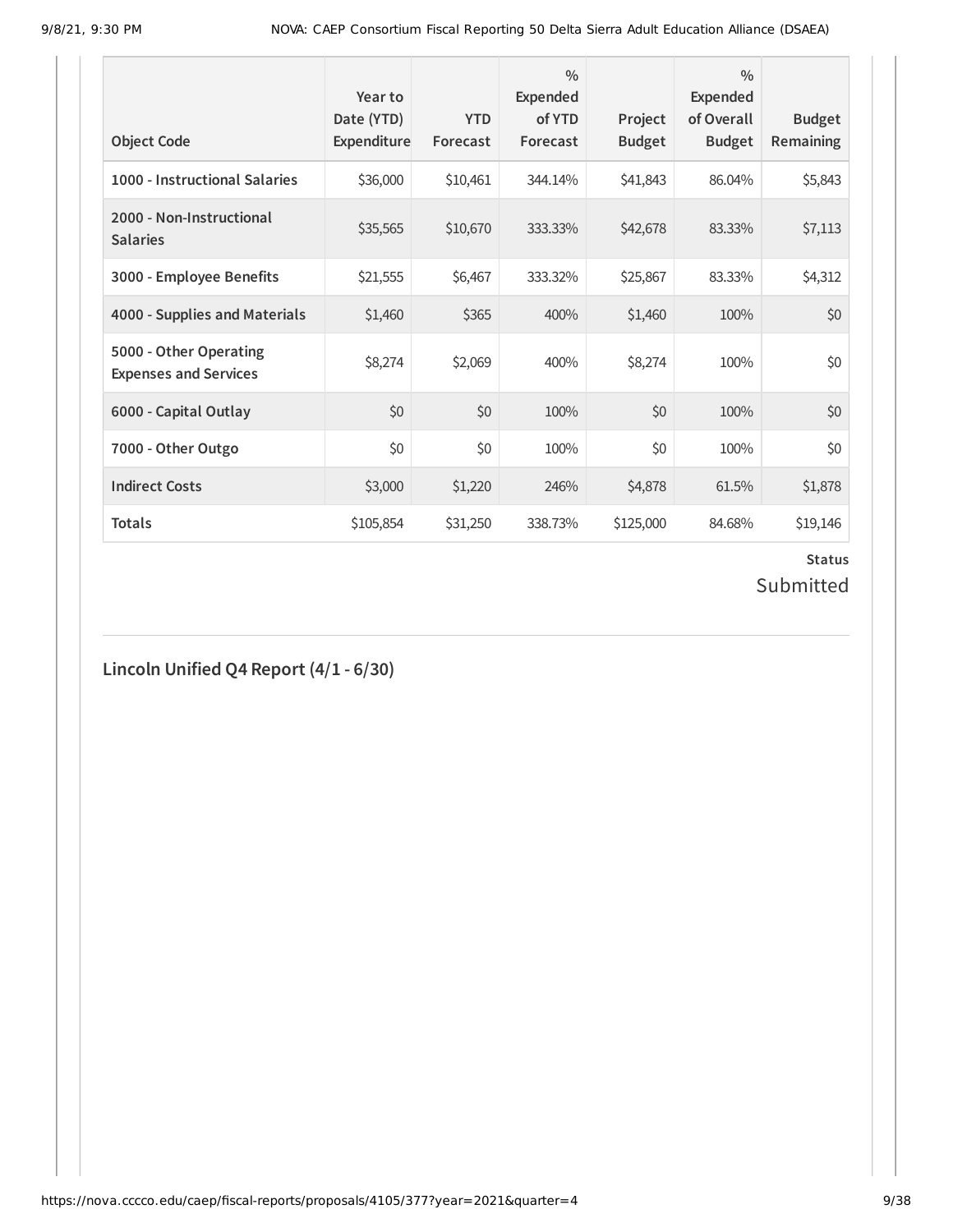| Object Code | Year to Date (YTD) Expenditure | YTD Forecast | % Expended of YTD Forecast | Project Budget | % Expended of Overall Budget | Budget Remaining |
|---|---|---|---|---|---|---|
| 1000 - Instructional Salaries | $36,000 | $10,461 | 344.14% | $41,843 | 86.04% | $5,843 |
| 2000 - Non-Instructional Salaries | $35,565 | $10,670 | 333.33% | $42,678 | 83.33% | $7,113 |
| 3000 - Employee Benefits | $21,555 | $6,467 | 333.32% | $25,867 | 83.33% | $4,312 |
| 4000 - Supplies and Materials | $1,460 | $365 | 400% | $1,460 | 100% | $0 |
| 5000 - Other Operating Expenses and Services | $8,274 | $2,069 | 400% | $8,274 | 100% | $0 |
| 6000 - Capital Outlay | $0 | $0 | 100% | $0 | 100% | $0 |
| 7000 - Other Outgo | $0 | $0 | 100% | $0 | 100% | $0 |
| Indirect Costs | $3,000 | $1,220 | 246% | $4,878 | 61.5% | $1,878 |
| Totals | $105,854 | $31,250 | 338.73% | $125,000 | 84.68% | $19,146 |

**Status**

Submitted

## Lincoln Unified Q4 Report (4/1 - 6/30)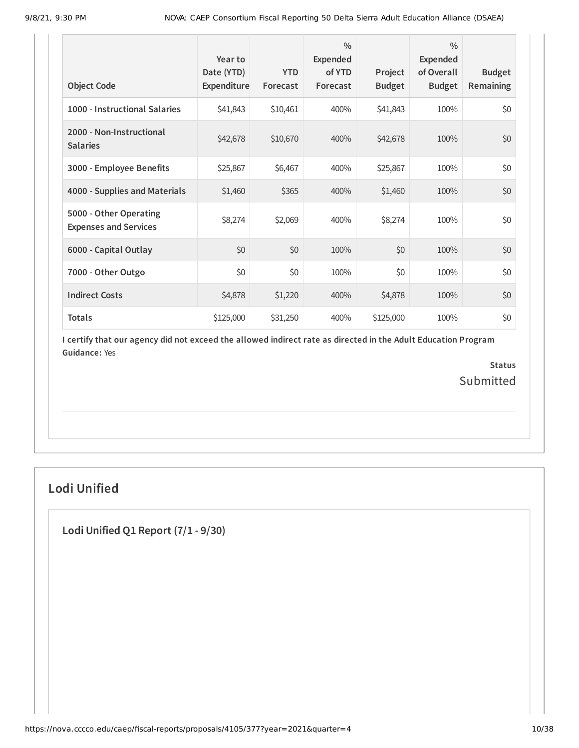| Object Code | Year to Date (YTD) Expenditure | YTD Forecast | % Expended of YTD Forecast | Project Budget | % Expended of Overall Budget | Budget Remaining |
|---|---|---|---|---|---|---|
| 1000 - Instructional Salaries | $41,843 | $10,461 | 400% | $41,843 | 100% | $0 |
| 2000 - Non-Instructional Salaries | $42,678 | $10,670 | 400% | $42,678 | 100% | $0 |
| 3000 - Employee Benefits | $25,867 | $6,467 | 400% | $25,867 | 100% | $0 |
| 4000 - Supplies and Materials | $1,460 | $365 | 400% | $1,460 | 100% | $0 |
| 5000 - Other Operating Expenses and Services | $8,274 | $2,069 | 400% | $8,274 | 100% | $0 |
| 6000 - Capital Outlay | $0 | $0 | 100% | $0 | 100% | $0 |
| 7000 - Other Outgo | $0 | $0 | 100% | $0 | 100% | $0 |
| Indirect Costs | $4,878 | $1,220 | 400% | $4,878 | 100% | $0 |
| Totals | $125,000 | $31,250 | 400% | $125,000 | 100% | $0 |

**I certify that our agency did not exceed the allowed indirect rate as directed in the Adult Education Program Guidance:** Yes

**Status**
Submitted

## Lodi Unified

### Lodi Unified Q1 Report (7/1 - 9/30)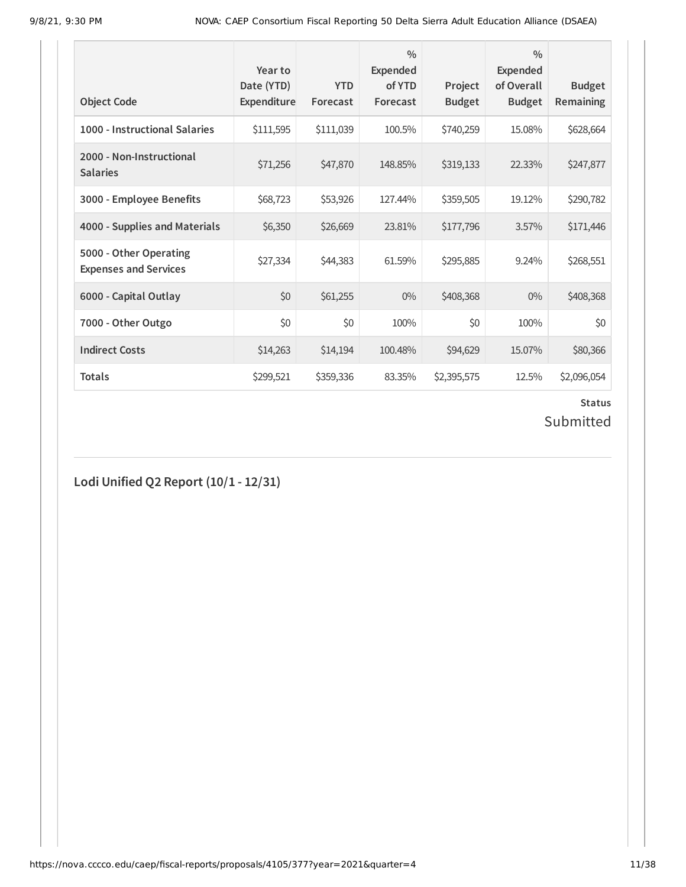| Object Code | Year to Date (YTD) Expenditure | YTD Forecast | % Expended of YTD Forecast | Project Budget | % Expended of Overall Budget | Budget Remaining |
|---|---|---|---|---|---|---|
| 1000 - Instructional Salaries | $111,595 | $111,039 | 100.5% | $740,259 | 15.08% | $628,664 |
| 2000 - Non-Instructional Salaries | $71,256 | $47,870 | 148.85% | $319,133 | 22.33% | $247,877 |
| 3000 - Employee Benefits | $68,723 | $53,926 | 127.44% | $359,505 | 19.12% | $290,782 |
| 4000 - Supplies and Materials | $6,350 | $26,669 | 23.81% | $177,796 | 3.57% | $171,446 |
| 5000 - Other Operating Expenses and Services | $27,334 | $44,383 | 61.59% | $295,885 | 9.24% | $268,551 |
| 6000 - Capital Outlay | $0 | $61,255 | 0% | $408,368 | 0% | $408,368 |
| 7000 - Other Outgo | $0 | $0 | 100% | $0 | 100% | $0 |
| Indirect Costs | $14,263 | $14,194 | 100.48% | $94,629 | 15.07% | $80,366 |
| Totals | $299,521 | $359,336 | 83.35% | $2,395,575 | 12.5% | $2,096,054 |

**Status**

Submitted

## Lodi Unified Q2 Report (10/1 - 12/31)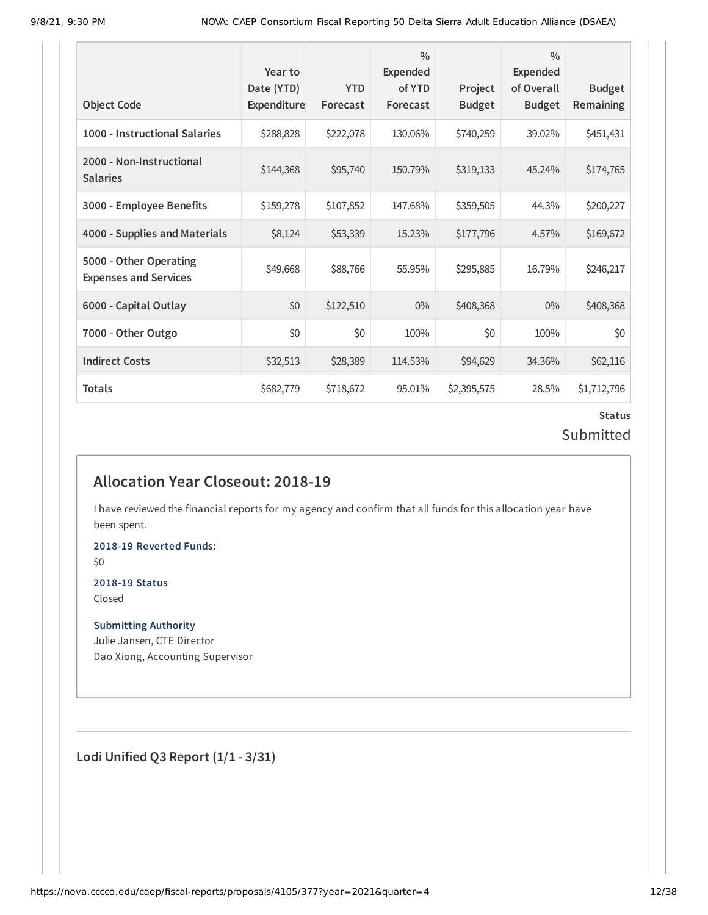| Object Code | Year to Date (YTD) Expenditure | YTD Forecast | % Expended of YTD Forecast | Project Budget | % Expended of Overall Budget | Budget Remaining |
|---|---|---|---|---|---|---|
| 1000 - Instructional Salaries | $288,828 | $222,078 | 130.06% | $740,259 | 39.02% | $451,431 |
| 2000 - Non-Instructional Salaries | $144,368 | $95,740 | 150.79% | $319,133 | 45.24% | $174,765 |
| 3000 - Employee Benefits | $159,278 | $107,852 | 147.68% | $359,505 | 44.3% | $200,227 |
| 4000 - Supplies and Materials | $8,124 | $53,339 | 15.23% | $177,796 | 4.57% | $169,672 |
| 5000 - Other Operating Expenses and Services | $49,668 | $88,766 | 55.95% | $295,885 | 16.79% | $246,217 |
| 6000 - Capital Outlay | $0 | $122,510 | 0% | $408,368 | 0% | $408,368 |
| 7000 - Other Outgo | $0 | $0 | 100% | $0 | 100% | $0 |
| Indirect Costs | $32,513 | $28,389 | 114.53% | $94,629 | 34.36% | $62,116 |
| Totals | $682,779 | $718,672 | 95.01% | $2,395,575 | 28.5% | $1,712,796 |

**Status**

Submitted

## Allocation Year Closeout: 2018-19

I have reviewed the financial reports for my agency and confirm that all funds for this allocation year have been spent.

**2018-19 Reverted Funds:**

$0

**2018-19 Status**

Closed

**Submitting Authority**

Julie Jansen, CTE Director

Dao Xiong, Accounting Supervisor

## Lodi Unified Q3 Report (1/1 - 3/31)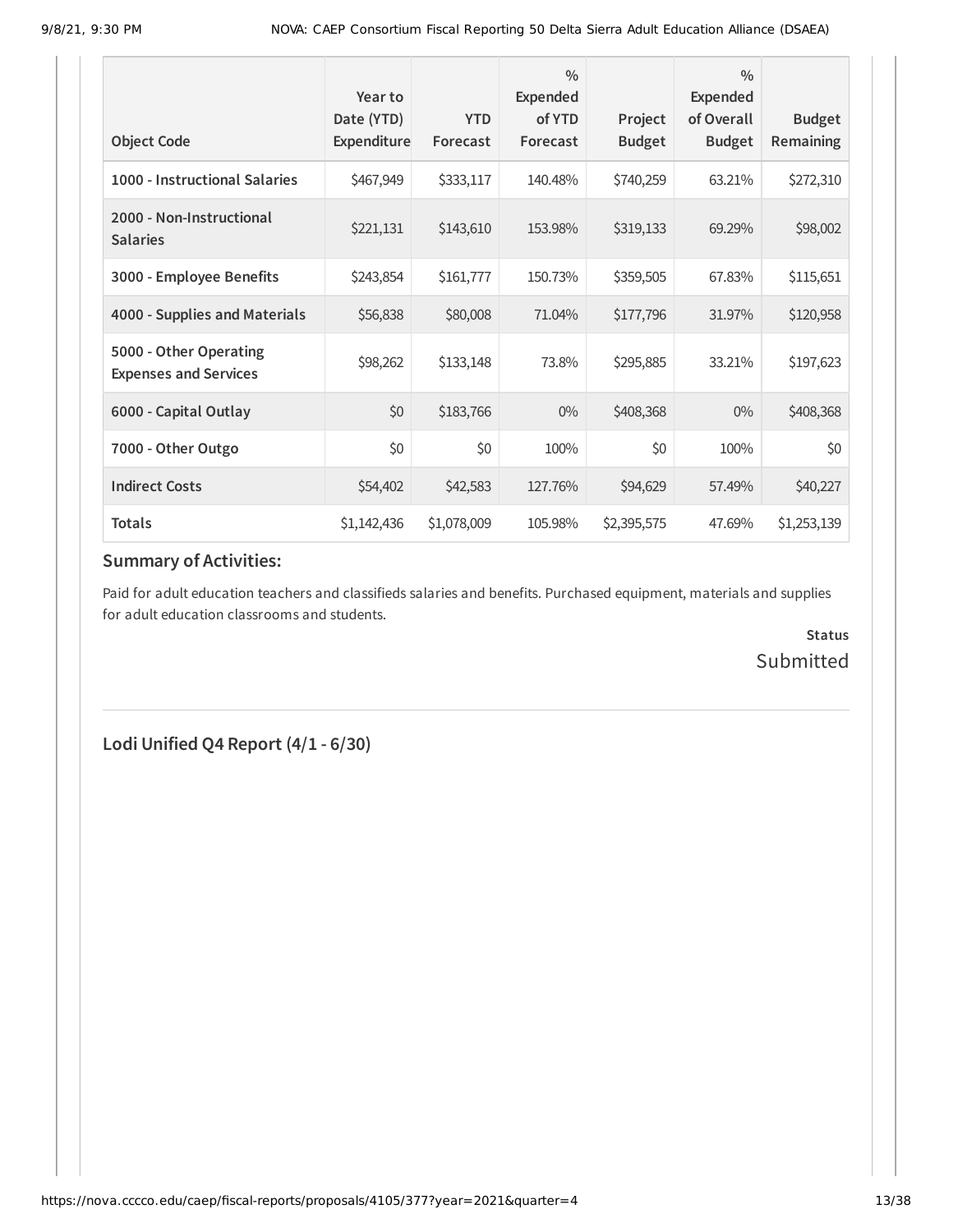| Object Code | Year to Date (YTD) Expenditure | YTD Forecast | % Expended of YTD Forecast | Project Budget | % Expended of Overall Budget | Budget Remaining |
|---|---|---|---|---|---|---|
| 1000 - Instructional Salaries | $467,949 | $333,117 | 140.48% | $740,259 | 63.21% | $272,310 |
| 2000 - Non-Instructional Salaries | $221,131 | $143,610 | 153.98% | $319,133 | 69.29% | $98,002 |
| 3000 - Employee Benefits | $243,854 | $161,777 | 150.73% | $359,505 | 67.83% | $115,651 |
| 4000 - Supplies and Materials | $56,838 | $80,008 | 71.04% | $177,796 | 31.97% | $120,958 |
| 5000 - Other Operating Expenses and Services | $98,262 | $133,148 | 73.8% | $295,885 | 33.21% | $197,623 |
| 6000 - Capital Outlay | $0 | $183,766 | 0% | $408,368 | 0% | $408,368 |
| 7000 - Other Outgo | $0 | $0 | 100% | $0 | 100% | $0 |
| Indirect Costs | $54,402 | $42,583 | 127.76% | $94,629 | 57.49% | $40,227 |
| Totals | $1,142,436 | $1,078,009 | 105.98% | $2,395,575 | 47.69% | $1,253,139 |

### Summary of Activities:

Paid for adult education teachers and classifieds salaries and benefits. Purchased equipment, materials and supplies for adult education classrooms and students.

**Status**

Submitted

## Lodi Unified Q4 Report (4/1 - 6/30)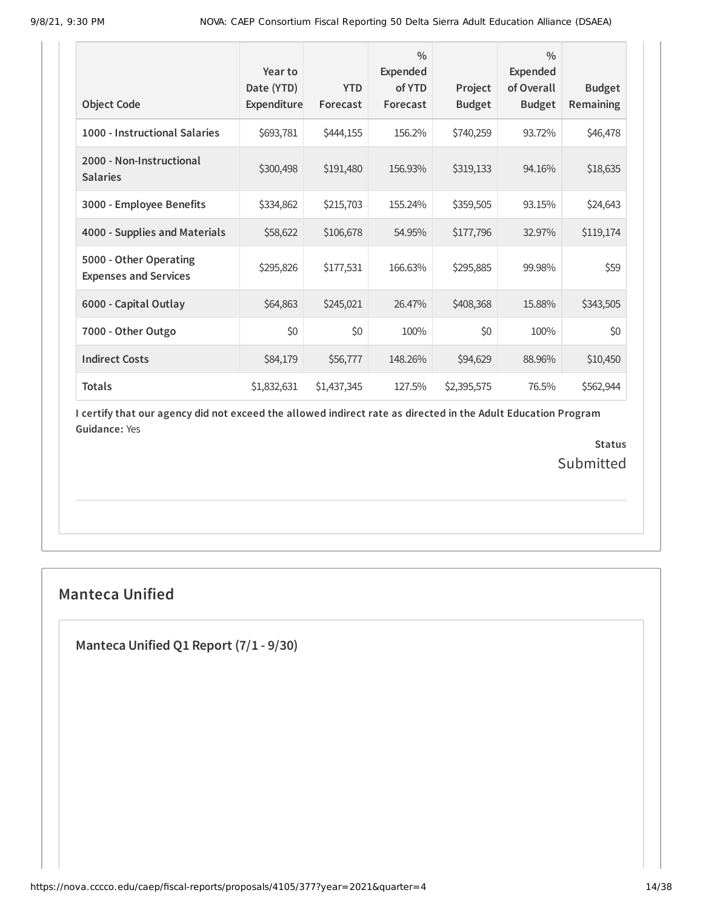| Object Code | Year to Date (YTD) Expenditure | YTD Forecast | % Expended of YTD Forecast | Project Budget | % Expended of Overall Budget | Budget Remaining |
|---|---|---|---|---|---|---|
| 1000 - Instructional Salaries | $693,781 | $444,155 | 156.2% | $740,259 | 93.72% | $46,478 |
| 2000 - Non-Instructional Salaries | $300,498 | $191,480 | 156.93% | $319,133 | 94.16% | $18,635 |
| 3000 - Employee Benefits | $334,862 | $215,703 | 155.24% | $359,505 | 93.15% | $24,643 |
| 4000 - Supplies and Materials | $58,622 | $106,678 | 54.95% | $177,796 | 32.97% | $119,174 |
| 5000 - Other Operating Expenses and Services | $295,826 | $177,531 | 166.63% | $295,885 | 99.98% | $59 |
| 6000 - Capital Outlay | $64,863 | $245,021 | 26.47% | $408,368 | 15.88% | $343,505 |
| 7000 - Other Outgo | $0 | $0 | 100% | $0 | 100% | $0 |
| Indirect Costs | $84,179 | $56,777 | 148.26% | $94,629 | 88.96% | $10,450 |
| Totals | $1,832,631 | $1,437,345 | 127.5% | $2,395,575 | 76.5% | $562,944 |

**I certify that our agency did not exceed the allowed indirect rate as directed in the Adult Education Program Guidance:** Yes

**Status**
Submitted

## Manteca Unified

### Manteca Unified Q1 Report (7/1 - 9/30)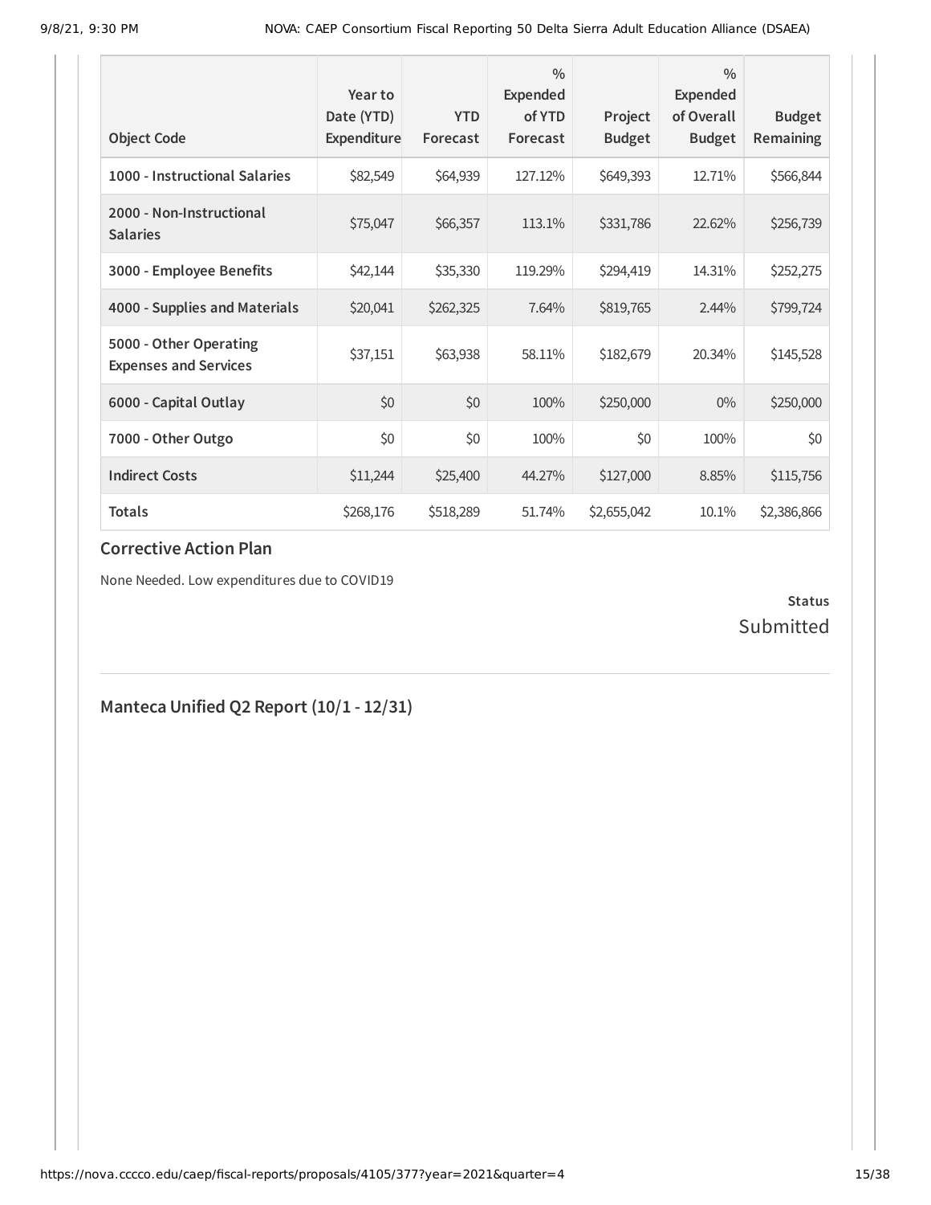| Object Code | Year to Date (YTD) Expenditure | YTD Forecast | % Expended of YTD Forecast | Project Budget | % Expended of Overall Budget | Budget Remaining |
| --- | --- | --- | --- | --- | --- | --- |
| 1000 - Instructional Salaries | $82,549 | $64,939 | 127.12% | $649,393 | 12.71% | $566,844 |
| 2000 - Non-Instructional Salaries | $75,047 | $66,357 | 113.1% | $331,786 | 22.62% | $256,739 |
| 3000 - Employee Benefits | $42,144 | $35,330 | 119.29% | $294,419 | 14.31% | $252,275 |
| 4000 - Supplies and Materials | $20,041 | $262,325 | 7.64% | $819,765 | 2.44% | $799,724 |
| 5000 - Other Operating Expenses and Services | $37,151 | $63,938 | 58.11% | $182,679 | 20.34% | $145,528 |
| 6000 - Capital Outlay | $0 | $0 | 100% | $250,000 | 0% | $250,000 |
| 7000 - Other Outgo | $0 | $0 | 100% | $0 | 100% | $0 |
| Indirect Costs | $11,244 | $25,400 | 44.27% | $127,000 | 8.85% | $115,756 |
| Totals | $268,176 | $518,289 | 51.74% | $2,655,042 | 10.1% | $2,386,866 |

### Corrective Action Plan

None Needed. Low expenditures due to COVID19

**Status**
Submitted

## Manteca Unified Q2 Report (10/1 - 12/31)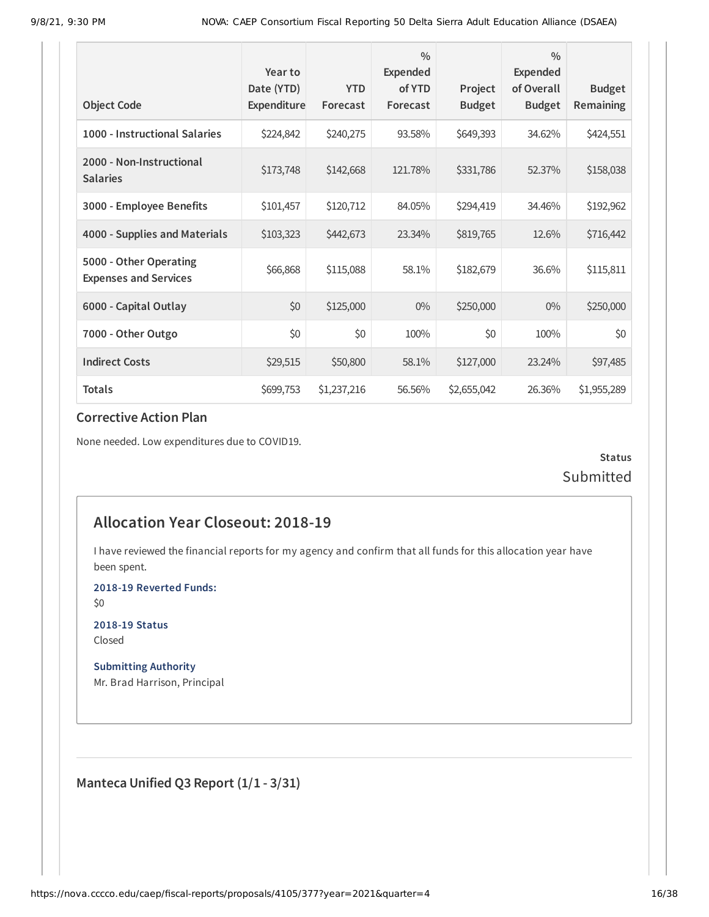| Object Code | Year to Date (YTD) Expenditure | YTD Forecast | % Expended of YTD Forecast | Project Budget | % Expended of Overall Budget | Budget Remaining |
|---|---|---|---|---|---|---|
| 1000 - Instructional Salaries | $224,842 | $240,275 | 93.58% | $649,393 | 34.62% | $424,551 |
| 2000 - Non-Instructional Salaries | $173,748 | $142,668 | 121.78% | $331,786 | 52.37% | $158,038 |
| 3000 - Employee Benefits | $101,457 | $120,712 | 84.05% | $294,419 | 34.46% | $192,962 |
| 4000 - Supplies and Materials | $103,323 | $442,673 | 23.34% | $819,765 | 12.6% | $716,442 |
| 5000 - Other Operating Expenses and Services | $66,868 | $115,088 | 58.1% | $182,679 | 36.6% | $115,811 |
| 6000 - Capital Outlay | $0 | $125,000 | 0% | $250,000 | 0% | $250,000 |
| 7000 - Other Outgo | $0 | $0 | 100% | $0 | 100% | $0 |
| Indirect Costs | $29,515 | $50,800 | 58.1% | $127,000 | 23.24% | $97,485 |
| Totals | $699,753 | $1,237,216 | 56.56% | $2,655,042 | 26.36% | $1,955,289 |

### Corrective Action Plan

None needed. Low expenditures due to COVID19.

**Status**
Submitted

## Allocation Year Closeout: 2018-19

I have reviewed the financial reports for my agency and confirm that all funds for this allocation year have been spent.

**2018-19 Reverted Funds:**
$0

**2018-19 Status**
Closed

**Submitting Authority**
Mr. Brad Harrison, Principal

### Manteca Unified Q3 Report (1/1 - 3/31)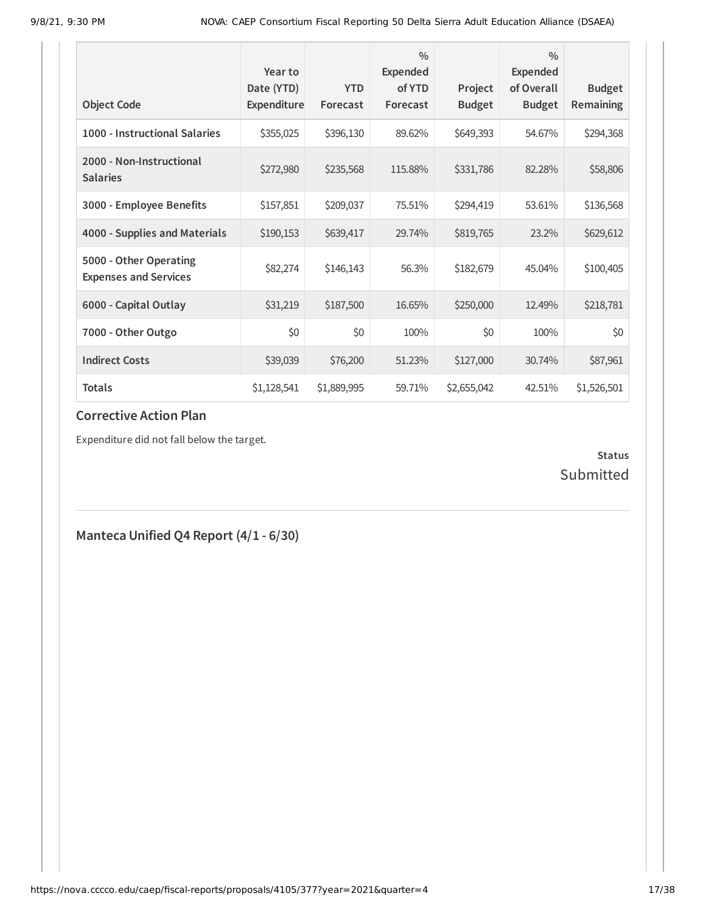| Object Code | Year to Date (YTD) Expenditure | YTD Forecast | % Expended of YTD Forecast | Project Budget | % Expended of Overall Budget | Budget Remaining |
|---|---|---|---|---|---|---|
| 1000 - Instructional Salaries | $355,025 | $396,130 | 89.62% | $649,393 | 54.67% | $294,368 |
| 2000 - Non-Instructional Salaries | $272,980 | $235,568 | 115.88% | $331,786 | 82.28% | $58,806 |
| 3000 - Employee Benefits | $157,851 | $209,037 | 75.51% | $294,419 | 53.61% | $136,568 |
| 4000 - Supplies and Materials | $190,153 | $639,417 | 29.74% | $819,765 | 23.2% | $629,612 |
| 5000 - Other Operating Expenses and Services | $82,274 | $146,143 | 56.3% | $182,679 | 45.04% | $100,405 |
| 6000 - Capital Outlay | $31,219 | $187,500 | 16.65% | $250,000 | 12.49% | $218,781 |
| 7000 - Other Outgo | $0 | $0 | 100% | $0 | 100% | $0 |
| Indirect Costs | $39,039 | $76,200 | 51.23% | $127,000 | 30.74% | $87,961 |
| Totals | $1,128,541 | $1,889,995 | 59.71% | $2,655,042 | 42.51% | $1,526,501 |

## Corrective Action Plan

Expenditure did not fall below the target.

**Status**
Submitted

## Manteca Unified Q4 Report (4/1 - 6/30)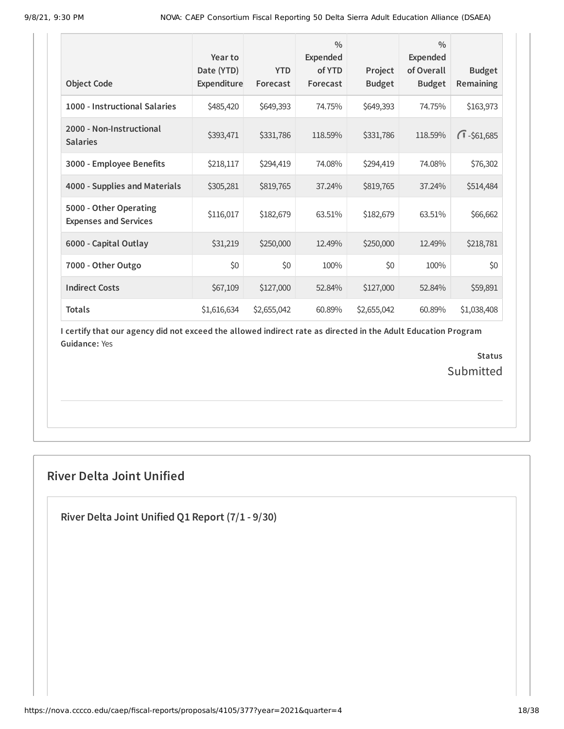| Object Code | Year to Date (YTD) Expenditure | YTD Forecast | % Expended of YTD Forecast | Project Budget | % Expended of Overall Budget | Budget Remaining |
|---|---|---|---|---|---|---|
| 1000 - Instructional Salaries | $485,420 | $649,393 | 74.75% | $649,393 | 74.75% | $163,973 |
| 2000 - Non-Instructional Salaries | $393,471 | $331,786 | 118.59% | $331,786 | 118.59% | -$61,685 |
| 3000 - Employee Benefits | $218,117 | $294,419 | 74.08% | $294,419 | 74.08% | $76,302 |
| 4000 - Supplies and Materials | $305,281 | $819,765 | 37.24% | $819,765 | 37.24% | $514,484 |
| 5000 - Other Operating Expenses and Services | $116,017 | $182,679 | 63.51% | $182,679 | 63.51% | $66,662 |
| 6000 - Capital Outlay | $31,219 | $250,000 | 12.49% | $250,000 | 12.49% | $218,781 |
| 7000 - Other Outgo | $0 | $0 | 100% | $0 | 100% | $0 |
| Indirect Costs | $67,109 | $127,000 | 52.84% | $127,000 | 52.84% | $59,891 |
| Totals | $1,616,634 | $2,655,042 | 60.89% | $2,655,042 | 60.89% | $1,038,408 |

**I certify that our agency did not exceed the allowed indirect rate as directed in the Adult Education Program Guidance:** Yes

**Status**
Submitted

## River Delta Joint Unified

### River Delta Joint Unified Q1 Report (7/1 - 9/30)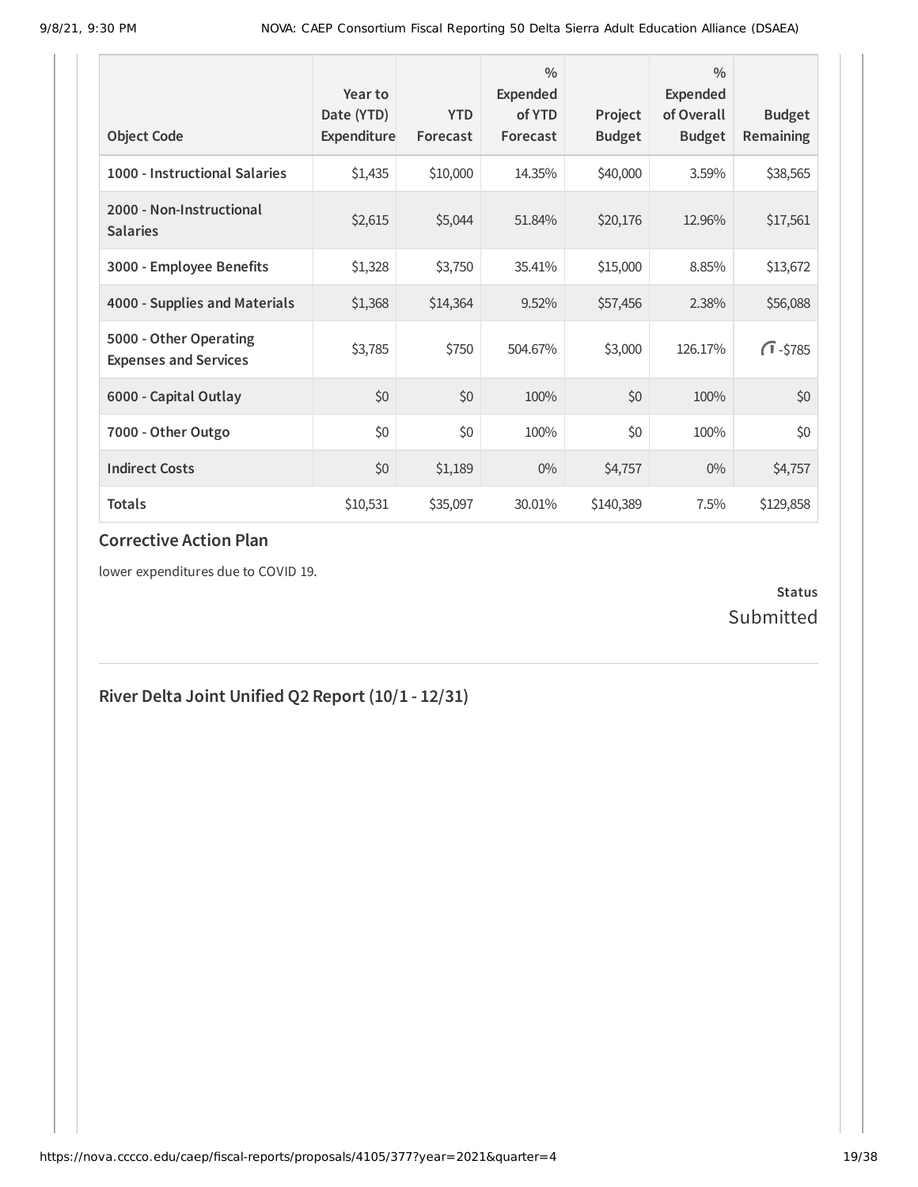| Object Code | Year to Date (YTD) Expenditure | YTD Forecast | % Expended of YTD Forecast | Project Budget | % Expended of Overall Budget | Budget Remaining |
|---|---|---|---|---|---|---|
| 1000 - Instructional Salaries | $1,435 | $10,000 | 14.35% | $40,000 | 3.59% | $38,565 |
| 2000 - Non-Instructional Salaries | $2,615 | $5,044 | 51.84% | $20,176 | 12.96% | $17,561 |
| 3000 - Employee Benefits | $1,328 | $3,750 | 35.41% | $15,000 | 8.85% | $13,672 |
| 4000 - Supplies and Materials | $1,368 | $14,364 | 9.52% | $57,456 | 2.38% | $56,088 |
| 5000 - Other Operating Expenses and Services | $3,785 | $750 | 504.67% | $3,000 | 126.17% | -$785 |
| 6000 - Capital Outlay | $0 | $0 | 100% | $0 | 100% | $0 |
| 7000 - Other Outgo | $0 | $0 | 100% | $0 | 100% | $0 |
| Indirect Costs | $0 | $1,189 | 0% | $4,757 | 0% | $4,757 |
| Totals | $10,531 | $35,097 | 30.01% | $140,389 | 7.5% | $129,858 |

### Corrective Action Plan

lower expenditures due to COVID 19.

**Status**
Submitted

---

## River Delta Joint Unified Q2 Report (10/1 - 12/31)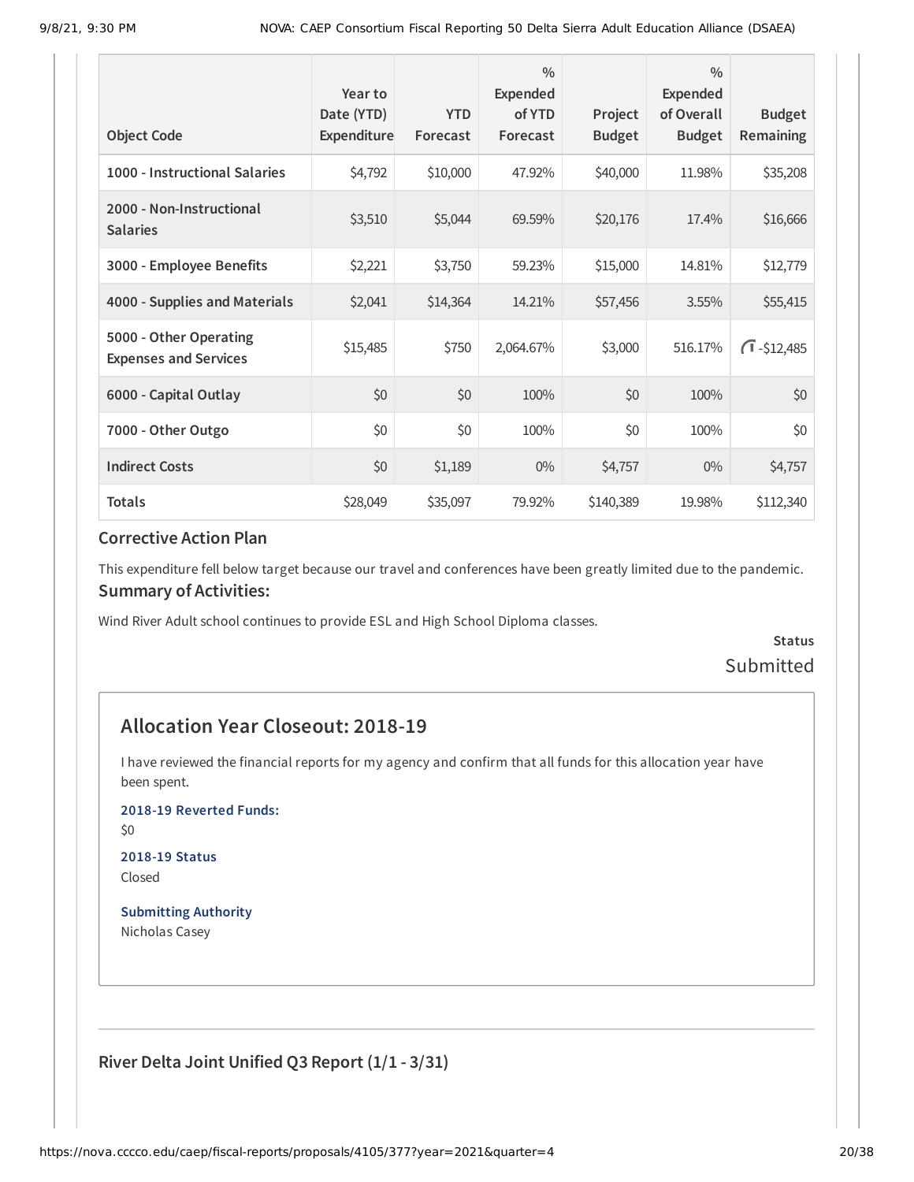| Object Code | Year to Date (YTD) Expenditure | YTD Forecast | % Expended of YTD Forecast | Project Budget | % Expended of Overall Budget | Budget Remaining |
|---|---|---|---|---|---|---|
| 1000 - Instructional Salaries | $4,792 | $10,000 | 47.92% | $40,000 | 11.98% | $35,208 |
| 2000 - Non-Instructional Salaries | $3,510 | $5,044 | 69.59% | $20,176 | 17.4% | $16,666 |
| 3000 - Employee Benefits | $2,221 | $3,750 | 59.23% | $15,000 | 14.81% | $12,779 |
| 4000 - Supplies and Materials | $2,041 | $14,364 | 14.21% | $57,456 | 3.55% | $55,415 |
| 5000 - Other Operating Expenses and Services | $15,485 | $750 | 2,064.67% | $3,000 | 516.17% | -$12,485 |
| 6000 - Capital Outlay | $0 | $0 | 100% | $0 | 100% | $0 |
| 7000 - Other Outgo | $0 | $0 | 100% | $0 | 100% | $0 |
| Indirect Costs | $0 | $1,189 | 0% | $4,757 | 0% | $4,757 |
| Totals | $28,049 | $35,097 | 79.92% | $140,389 | 19.98% | $112,340 |

### Corrective Action Plan

This expenditure fell below target because our travel and conferences have been greatly limited due to the pandemic.

### Summary of Activities:

Wind River Adult school continues to provide ESL and High School Diploma classes.

**Status**
Submitted

## Allocation Year Closeout: 2018-19

I have reviewed the financial reports for my agency and confirm that all funds for this allocation year have been spent.

**2018-19 Reverted Funds:**
$0

**2018-19 Status**
Closed

**Submitting Authority**
Nicholas Casey

### River Delta Joint Unified Q3 Report (1/1 - 3/31)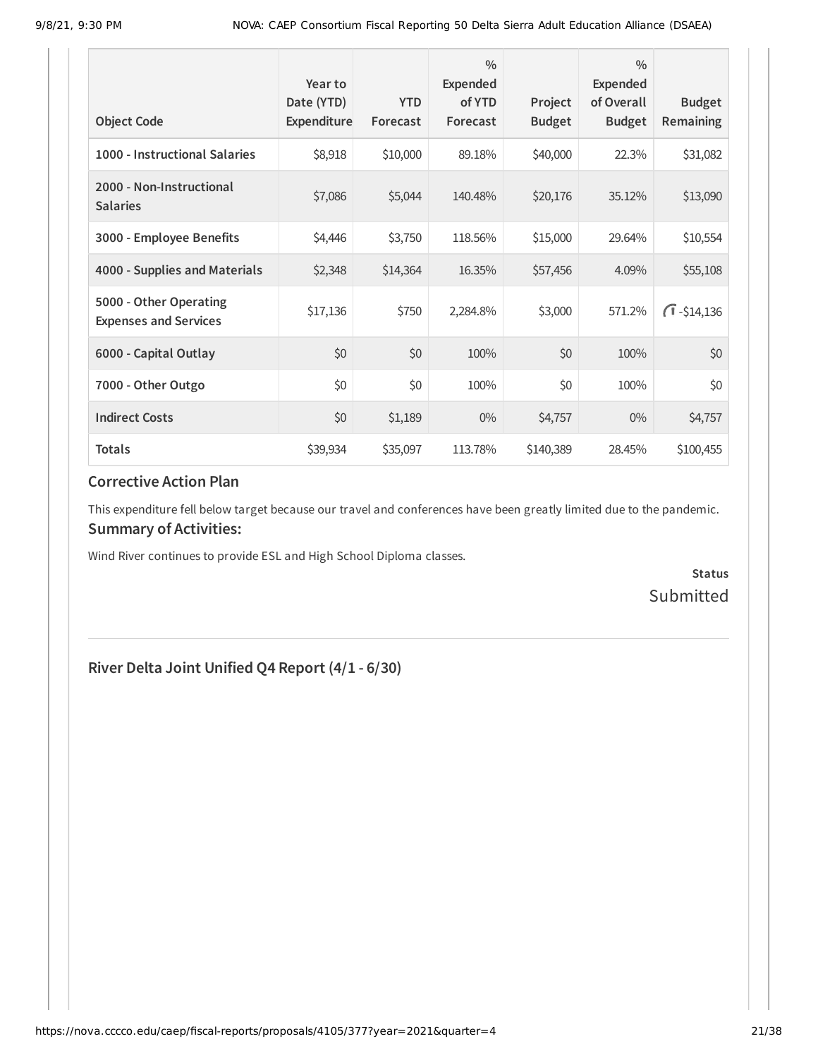| Object Code | Year to Date (YTD) Expenditure | YTD Forecast | % Expended of YTD Forecast | Project Budget | % Expended of Overall Budget | Budget Remaining |
|---|---|---|---|---|---|---|
| 1000 - Instructional Salaries | $8,918 | $10,000 | 89.18% | $40,000 | 22.3% | $31,082 |
| 2000 - Non-Instructional Salaries | $7,086 | $5,044 | 140.48% | $20,176 | 35.12% | $13,090 |
| 3000 - Employee Benefits | $4,446 | $3,750 | 118.56% | $15,000 | 29.64% | $10,554 |
| 4000 - Supplies and Materials | $2,348 | $14,364 | 16.35% | $57,456 | 4.09% | $55,108 |
| 5000 - Other Operating Expenses and Services | $17,136 | $750 | 2,284.8% | $3,000 | 571.2% | -$14,136 |
| 6000 - Capital Outlay | $0 | $0 | 100% | $0 | 100% | $0 |
| 7000 - Other Outgo | $0 | $0 | 100% | $0 | 100% | $0 |
| Indirect Costs | $0 | $1,189 | 0% | $4,757 | 0% | $4,757 |
| Totals | $39,934 | $35,097 | 113.78% | $140,389 | 28.45% | $100,455 |

### Corrective Action Plan

This expenditure fell below target because our travel and conferences have been greatly limited due to the pandemic.

### Summary of Activities:

Wind River continues to provide ESL and High School Diploma classes.

**Status**
Submitted

## River Delta Joint Unified Q4 Report (4/1 - 6/30)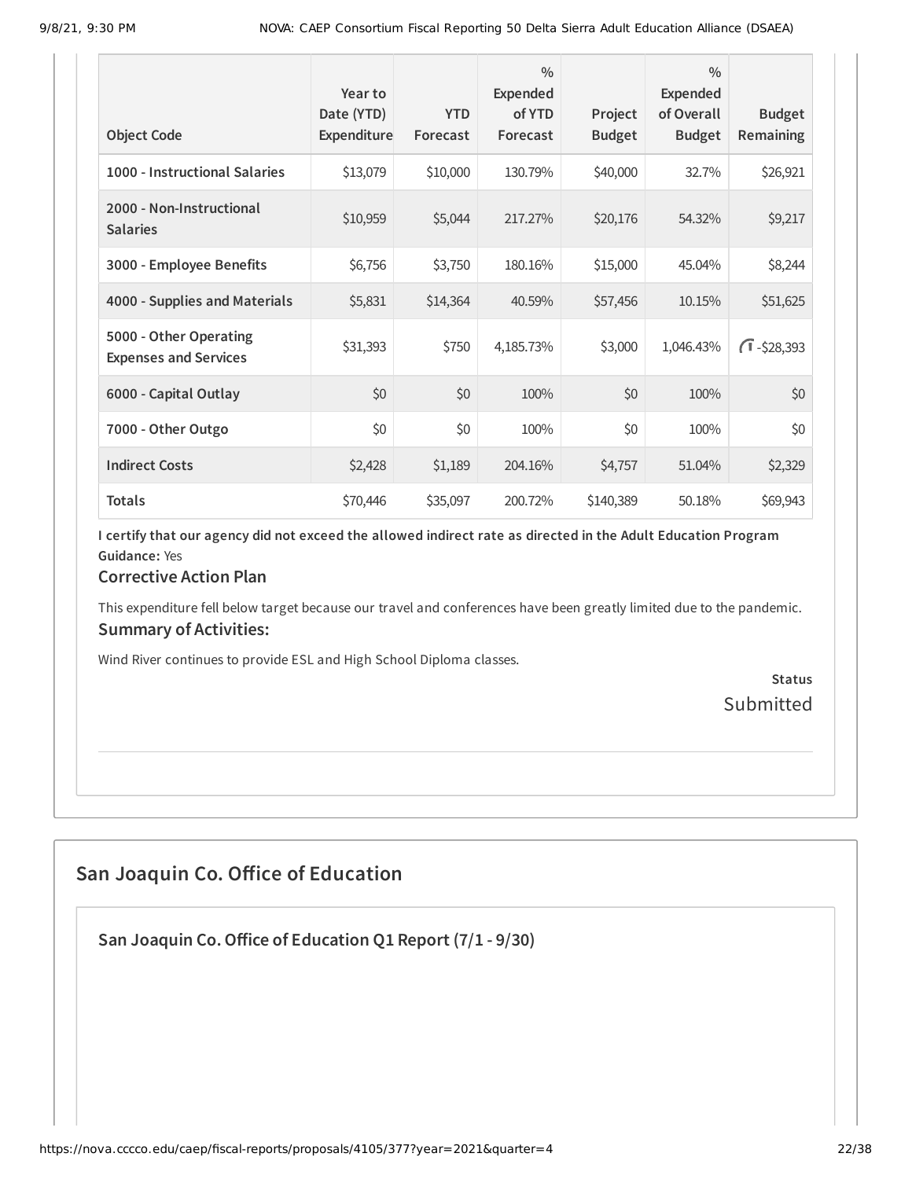| Object Code | Year to Date (YTD) Expenditure | YTD Forecast | % Expended of YTD Forecast | Project Budget | % Expended of Overall Budget | Budget Remaining |
|---|---|---|---|---|---|---|
| 1000 - Instructional Salaries | $13,079 | $10,000 | 130.79% | $40,000 | 32.7% | $26,921 |
| 2000 - Non-Instructional Salaries | $10,959 | $5,044 | 217.27% | $20,176 | 54.32% | $9,217 |
| 3000 - Employee Benefits | $6,756 | $3,750 | 180.16% | $15,000 | 45.04% | $8,244 |
| 4000 - Supplies and Materials | $5,831 | $14,364 | 40.59% | $57,456 | 10.15% | $51,625 |
| 5000 - Other Operating Expenses and Services | $31,393 | $750 | 4,185.73% | $3,000 | 1,046.43% | -$28,393 |
| 6000 - Capital Outlay | $0 | $0 | 100% | $0 | 100% | $0 |
| 7000 - Other Outgo | $0 | $0 | 100% | $0 | 100% | $0 |
| Indirect Costs | $2,428 | $1,189 | 204.16% | $4,757 | 51.04% | $2,329 |
| Totals | $70,446 | $35,097 | 200.72% | $140,389 | 50.18% | $69,943 |

**I certify that our agency did not exceed the allowed indirect rate as directed in the Adult Education Program Guidance:** Yes

### Corrective Action Plan

This expenditure fell below target because our travel and conferences have been greatly limited due to the pandemic.

### Summary of Activities:

Wind River continues to provide ESL and High School Diploma classes.

**Status**
Submitted

## San Joaquin Co. Office of Education

### San Joaquin Co. Office of Education Q1 Report (7/1 - 9/30)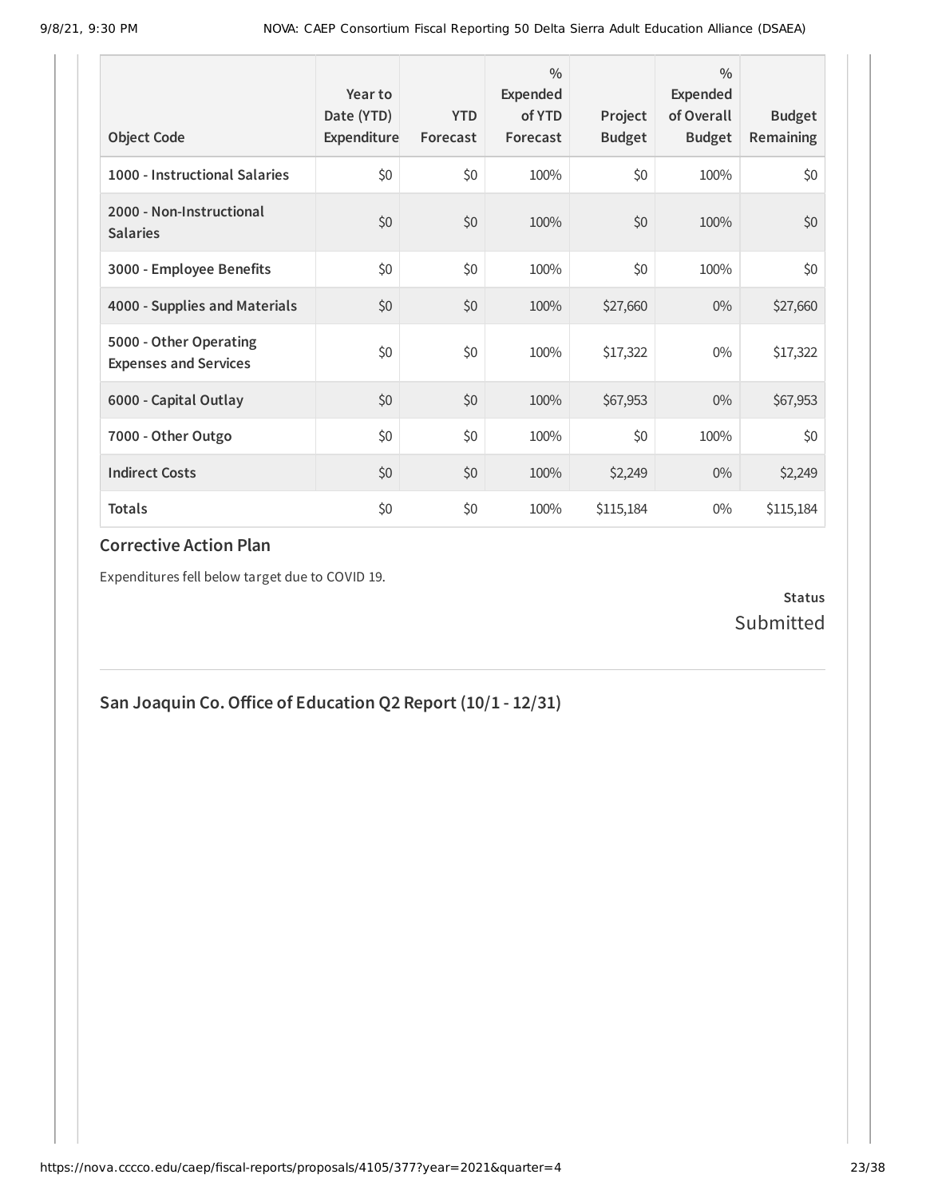| Object Code | Year to Date (YTD) Expenditure | YTD Forecast | % Expended of YTD Forecast | Project Budget | % Expended of Overall Budget | Budget Remaining |
| --- | --- | --- | --- | --- | --- | --- |
| 1000 - Instructional Salaries | $0 | $0 | 100% | $0 | 100% | $0 |
| 2000 - Non-Instructional Salaries | $0 | $0 | 100% | $0 | 100% | $0 |
| 3000 - Employee Benefits | $0 | $0 | 100% | $0 | 100% | $0 |
| 4000 - Supplies and Materials | $0 | $0 | 100% | $27,660 | 0% | $27,660 |
| 5000 - Other Operating Expenses and Services | $0 | $0 | 100% | $17,322 | 0% | $17,322 |
| 6000 - Capital Outlay | $0 | $0 | 100% | $67,953 | 0% | $67,953 |
| 7000 - Other Outgo | $0 | $0 | 100% | $0 | 100% | $0 |
| Indirect Costs | $0 | $0 | 100% | $2,249 | 0% | $2,249 |
| Totals | $0 | $0 | 100% | $115,184 | 0% | $115,184 |

### Corrective Action Plan

Expenditures fell below target due to COVID 19.

**Status**
Submitted

## San Joaquin Co. Office of Education Q2 Report (10/1 - 12/31)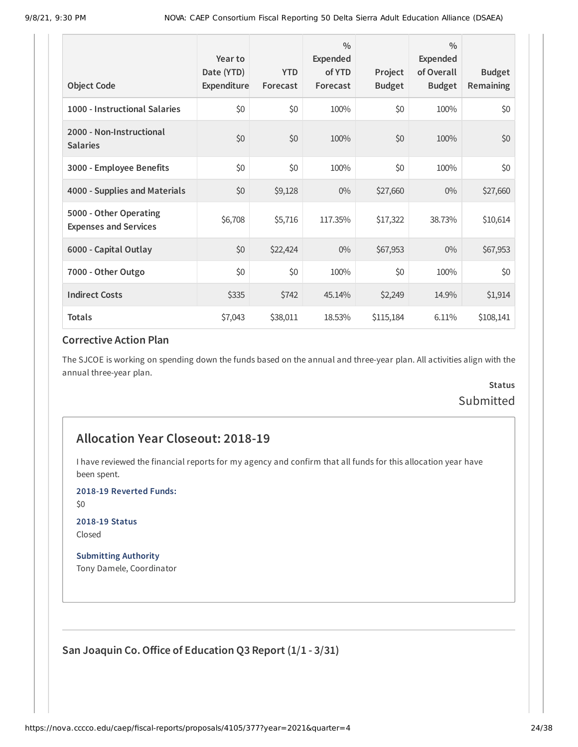| Object Code | Year to Date (YTD) Expenditure | YTD Forecast | % Expended of YTD Forecast | Project Budget | % Expended of Overall Budget | Budget Remaining |
|---|---|---|---|---|---|---|
| 1000 - Instructional Salaries | $0 | $0 | 100% | $0 | 100% | $0 |
| 2000 - Non-Instructional Salaries | $0 | $0 | 100% | $0 | 100% | $0 |
| 3000 - Employee Benefits | $0 | $0 | 100% | $0 | 100% | $0 |
| 4000 - Supplies and Materials | $0 | $9,128 | 0% | $27,660 | 0% | $27,660 |
| 5000 - Other Operating Expenses and Services | $6,708 | $5,716 | 117.35% | $17,322 | 38.73% | $10,614 |
| 6000 - Capital Outlay | $0 | $22,424 | 0% | $67,953 | 0% | $67,953 |
| 7000 - Other Outgo | $0 | $0 | 100% | $0 | 100% | $0 |
| Indirect Costs | $335 | $742 | 45.14% | $2,249 | 14.9% | $1,914 |
| Totals | $7,043 | $38,011 | 18.53% | $115,184 | 6.11% | $108,141 |

### Corrective Action Plan

The SJCOE is working on spending down the funds based on the annual and three-year plan. All activities align with the annual three-year plan.

**Status**
Submitted

## Allocation Year Closeout: 2018-19

I have reviewed the financial reports for my agency and confirm that all funds for this allocation year have been spent.

**2018-19 Reverted Funds:**
$0

**2018-19 Status**
Closed

**Submitting Authority**
Tony Damele, Coordinator

### San Joaquin Co. Office of Education Q3 Report (1/1 - 3/31)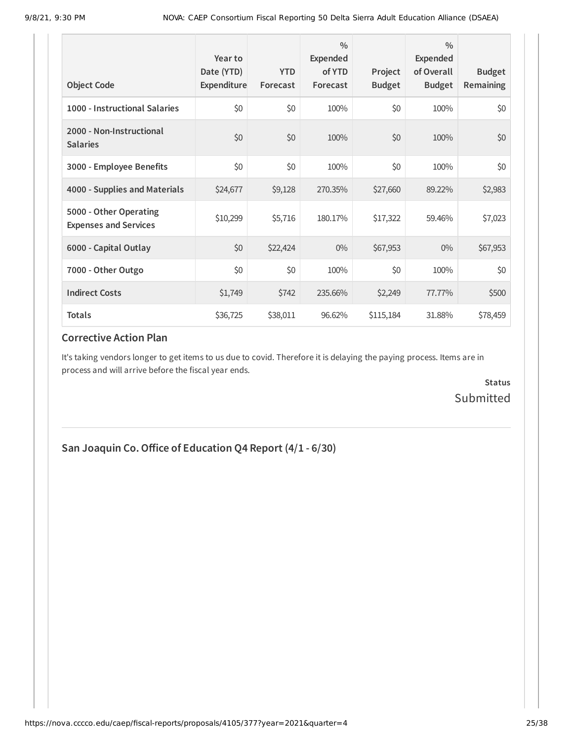| Object Code | Year to Date (YTD) Expenditure | YTD Forecast | % Expended of YTD Forecast | Project Budget | % Expended of Overall Budget | Budget Remaining |
|---|---|---|---|---|---|---|
| 1000 - Instructional Salaries | $0 | $0 | 100% | $0 | 100% | $0 |
| 2000 - Non-Instructional Salaries | $0 | $0 | 100% | $0 | 100% | $0 |
| 3000 - Employee Benefits | $0 | $0 | 100% | $0 | 100% | $0 |
| 4000 - Supplies and Materials | $24,677 | $9,128 | 270.35% | $27,660 | 89.22% | $2,983 |
| 5000 - Other Operating Expenses and Services | $10,299 | $5,716 | 180.17% | $17,322 | 59.46% | $7,023 |
| 6000 - Capital Outlay | $0 | $22,424 | 0% | $67,953 | 0% | $67,953 |
| 7000 - Other Outgo | $0 | $0 | 100% | $0 | 100% | $0 |
| Indirect Costs | $1,749 | $742 | 235.66% | $2,249 | 77.77% | $500 |
| **Totals** | $36,725 | $38,011 | 96.62% | $115,184 | 31.88% | $78,459 |

### Corrective Action Plan

It's taking vendors longer to get items to us due to covid. Therefore it is delaying the paying process. Items are in process and will arrive before the fiscal year ends.

**Status**
Submitted

## San Joaquin Co. Office of Education Q4 Report (4/1 - 6/30)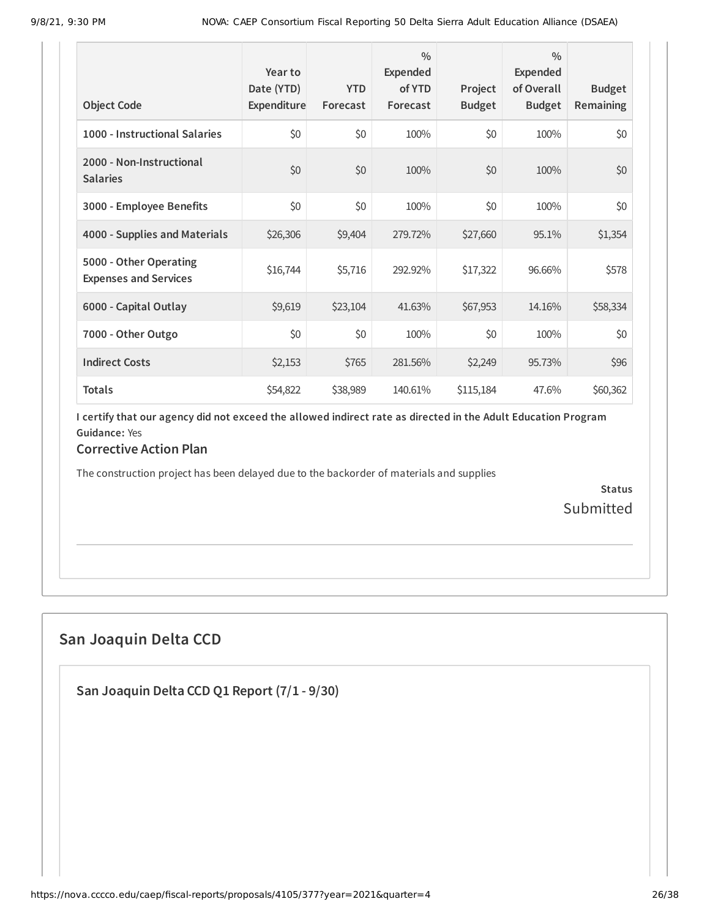| Object Code | Year to Date (YTD) Expenditure | YTD Forecast | % Expended of YTD Forecast | Project Budget | % Expended of Overall Budget | Budget Remaining |
|---|---|---|---|---|---|---|
| 1000 - Instructional Salaries | $0 | $0 | 100% | $0 | 100% | $0 |
| 2000 - Non-Instructional Salaries | $0 | $0 | 100% | $0 | 100% | $0 |
| 3000 - Employee Benefits | $0 | $0 | 100% | $0 | 100% | $0 |
| 4000 - Supplies and Materials | $26,306 | $9,404 | 279.72% | $27,660 | 95.1% | $1,354 |
| 5000 - Other Operating Expenses and Services | $16,744 | $5,716 | 292.92% | $17,322 | 96.66% | $578 |
| 6000 - Capital Outlay | $9,619 | $23,104 | 41.63% | $67,953 | 14.16% | $58,334 |
| 7000 - Other Outgo | $0 | $0 | 100% | $0 | 100% | $0 |
| Indirect Costs | $2,153 | $765 | 281.56% | $2,249 | 95.73% | $96 |
| Totals | $54,822 | $38,989 | 140.61% | $115,184 | 47.6% | $60,362 |

**I certify that our agency did not exceed the allowed indirect rate as directed in the Adult Education Program Guidance:** Yes

### Corrective Action Plan

The construction project has been delayed due to the backorder of materials and supplies

**Status**
Submitted

## San Joaquin Delta CCD

### San Joaquin Delta CCD Q1 Report (7/1 - 9/30)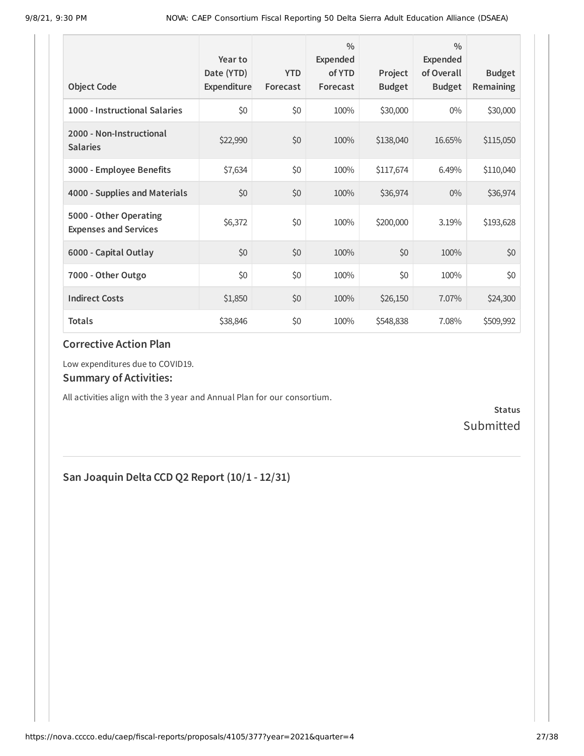| Object Code | Year to Date (YTD) Expenditure | YTD Forecast | % Expended of YTD Forecast | Project Budget | % Expended of Overall Budget | Budget Remaining |
|---|---|---|---|---|---|---|
| 1000 - Instructional Salaries | $0 | $0 | 100% | $30,000 | 0% | $30,000 |
| 2000 - Non-Instructional Salaries | $22,990 | $0 | 100% | $138,040 | 16.65% | $115,050 |
| 3000 - Employee Benefits | $7,634 | $0 | 100% | $117,674 | 6.49% | $110,040 |
| 4000 - Supplies and Materials | $0 | $0 | 100% | $36,974 | 0% | $36,974 |
| 5000 - Other Operating Expenses and Services | $6,372 | $0 | 100% | $200,000 | 3.19% | $193,628 |
| 6000 - Capital Outlay | $0 | $0 | 100% | $0 | 100% | $0 |
| 7000 - Other Outgo | $0 | $0 | 100% | $0 | 100% | $0 |
| Indirect Costs | $1,850 | $0 | 100% | $26,150 | 7.07% | $24,300 |
| **Totals** | $38,846 | $0 | 100% | $548,838 | 7.08% | $509,992 |

### Corrective Action Plan

Low expenditures due to COVID19.

### Summary of Activities:

All activities align with the 3 year and Annual Plan for our consortium.

**Status**

Submitted

## San Joaquin Delta CCD Q2 Report (10/1 - 12/31)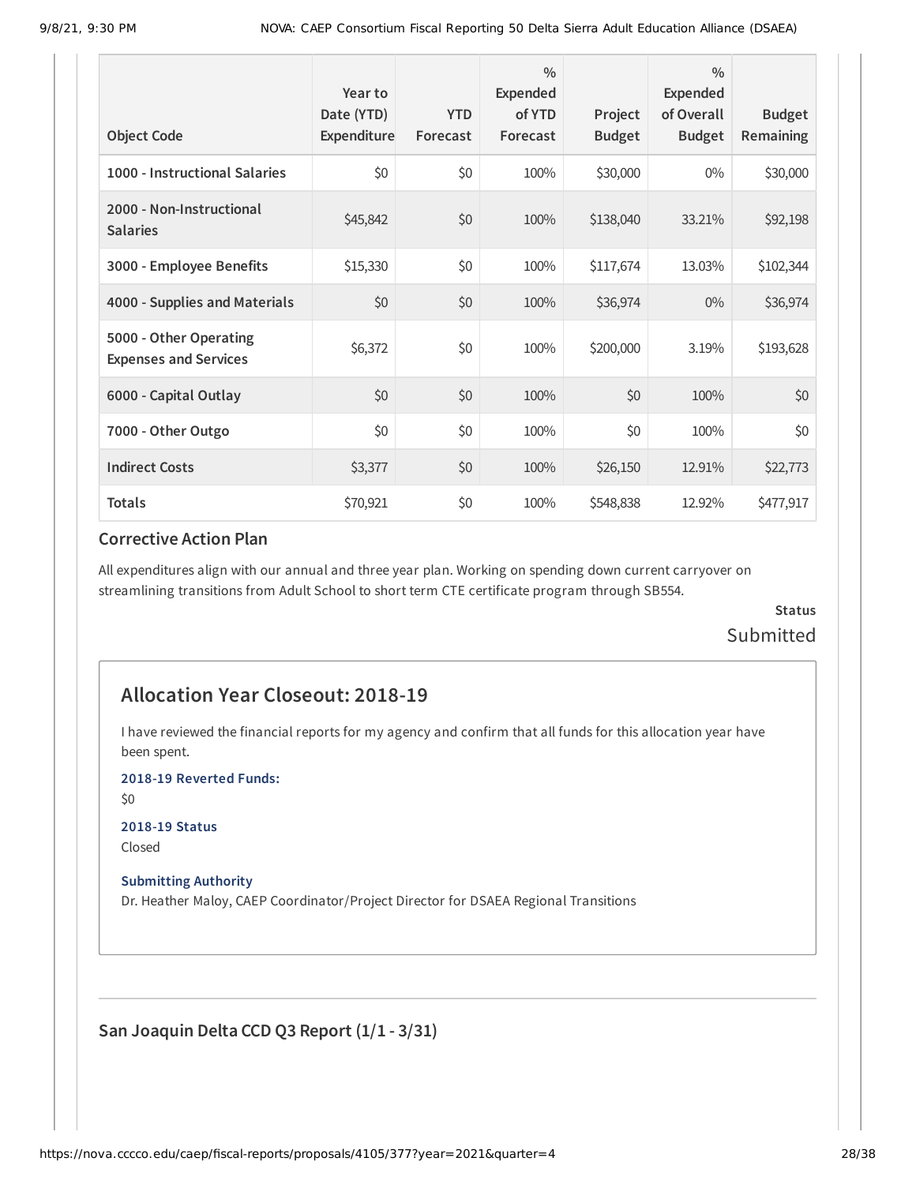| Object Code | Year to Date (YTD) Expenditure | YTD Forecast | % Expended of YTD Forecast | Project Budget | % Expended of Overall Budget | Budget Remaining |
|---|---|---|---|---|---|---|
| 1000 - Instructional Salaries | $0 | $0 | 100% | $30,000 | 0% | $30,000 |
| 2000 - Non-Instructional Salaries | $45,842 | $0 | 100% | $138,040 | 33.21% | $92,198 |
| 3000 - Employee Benefits | $15,330 | $0 | 100% | $117,674 | 13.03% | $102,344 |
| 4000 - Supplies and Materials | $0 | $0 | 100% | $36,974 | 0% | $36,974 |
| 5000 - Other Operating Expenses and Services | $6,372 | $0 | 100% | $200,000 | 3.19% | $193,628 |
| 6000 - Capital Outlay | $0 | $0 | 100% | $0 | 100% | $0 |
| 7000 - Other Outgo | $0 | $0 | 100% | $0 | 100% | $0 |
| Indirect Costs | $3,377 | $0 | 100% | $26,150 | 12.91% | $22,773 |
| Totals | $70,921 | $0 | 100% | $548,838 | 12.92% | $477,917 |

### Corrective Action Plan

All expenditures align with our annual and three year plan. Working on spending down current carryover on streamlining transitions from Adult School to short term CTE certificate program through SB554.

**Status**

Submitted

## Allocation Year Closeout: 2018-19

I have reviewed the financial reports for my agency and confirm that all funds for this allocation year have been spent.

**2018-19 Reverted Funds:**

$0

**2018-19 Status**

Closed

**Submitting Authority**

Dr. Heather Maloy, CAEP Coordinator/Project Director for DSAEA Regional Transitions

---

### San Joaquin Delta CCD Q3 Report (1/1 - 3/31)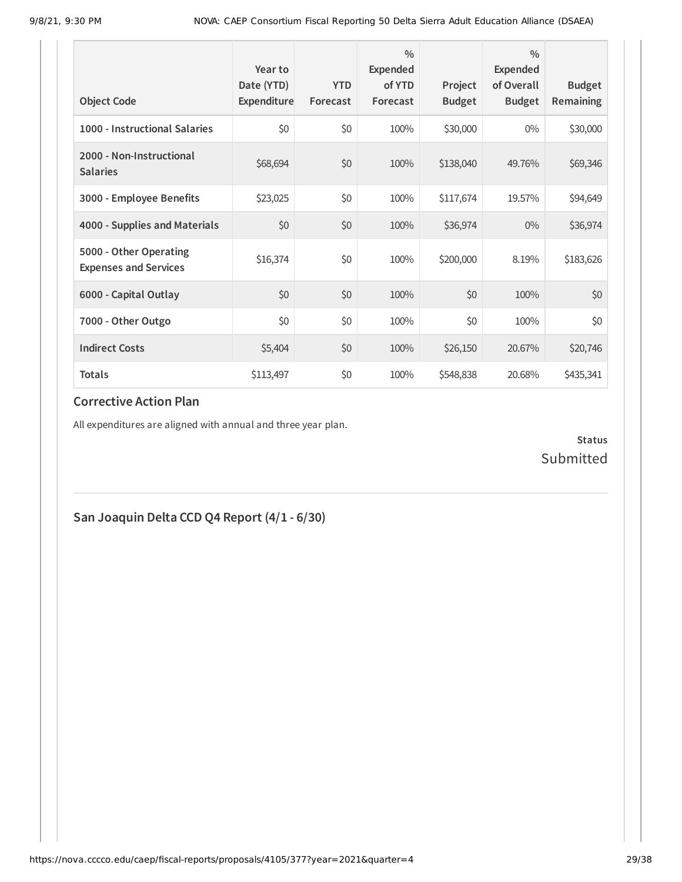| Object Code | Year to Date (YTD) Expenditure | YTD Forecast | % Expended of YTD Forecast | Project Budget | % Expended of Overall Budget | Budget Remaining |
|---|---|---|---|---|---|---|
| **1000 - Instructional Salaries** | $0 | $0 | 100% | $30,000 | 0% | $30,000 |
| **2000 - Non-Instructional Salaries** | $68,694 | $0 | 100% | $138,040 | 49.76% | $69,346 |
| **3000 - Employee Benefits** | $23,025 | $0 | 100% | $117,674 | 19.57% | $94,649 |
| **4000 - Supplies and Materials** | $0 | $0 | 100% | $36,974 | 0% | $36,974 |
| **5000 - Other Operating Expenses and Services** | $16,374 | $0 | 100% | $200,000 | 8.19% | $183,626 |
| **6000 - Capital Outlay** | $0 | $0 | 100% | $0 | 100% | $0 |
| **7000 - Other Outgo** | $0 | $0 | 100% | $0 | 100% | $0 |
| **Indirect Costs** | $5,404 | $0 | 100% | $26,150 | 20.67% | $20,746 |
| **Totals** | $113,497 | $0 | 100% | $548,838 | 20.68% | $435,341 |

### Corrective Action Plan

All expenditures are aligned with annual and three year plan.

**Status**
Submitted

---

## San Joaquin Delta CCD Q4 Report (4/1 - 6/30)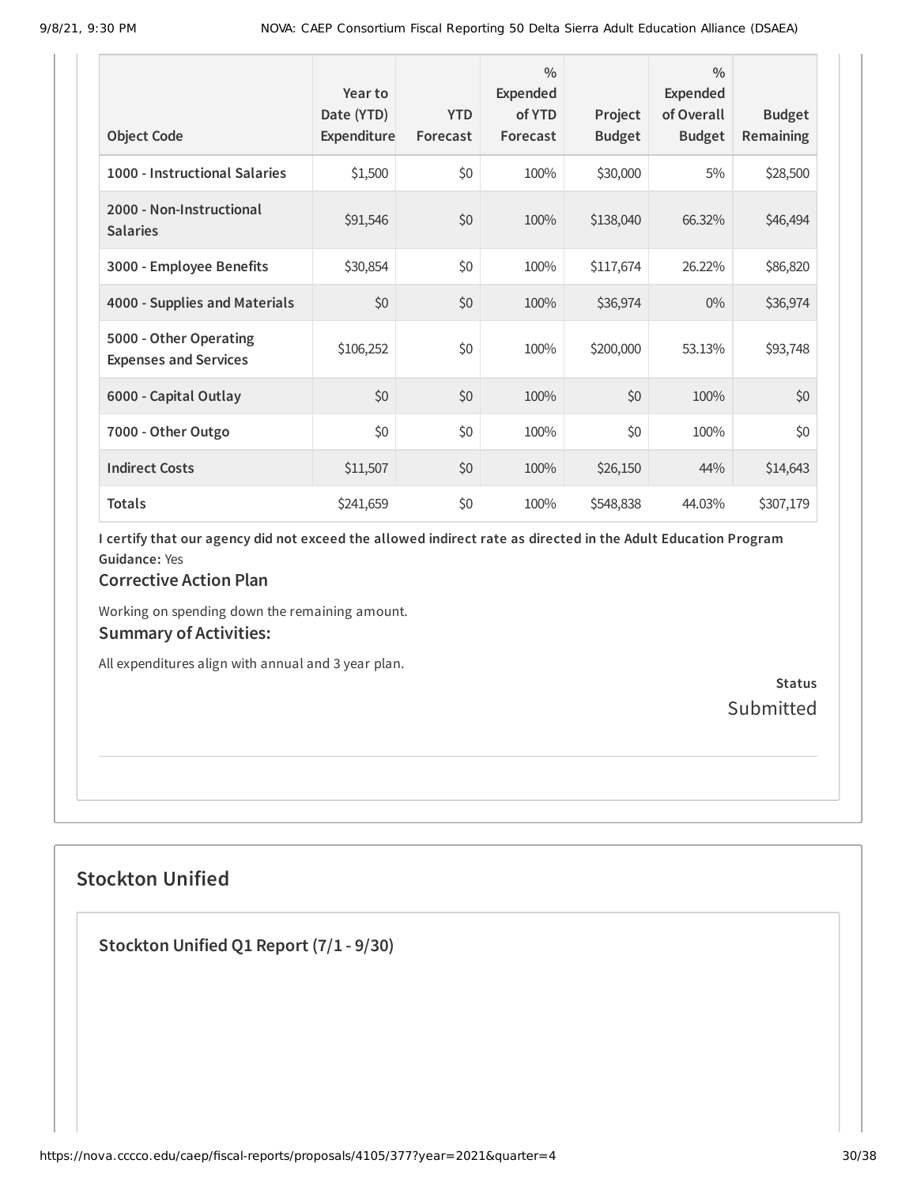| Object Code | Year to Date (YTD) Expenditure | YTD Forecast | % Expended of YTD Forecast | Project Budget | % Expended of Overall Budget | Budget Remaining |
|---|---|---|---|---|---|---|
| 1000 - Instructional Salaries | $1,500 | $0 | 100% | $30,000 | 5% | $28,500 |
| 2000 - Non-Instructional Salaries | $91,546 | $0 | 100% | $138,040 | 66.32% | $46,494 |
| 3000 - Employee Benefits | $30,854 | $0 | 100% | $117,674 | 26.22% | $86,820 |
| 4000 - Supplies and Materials | $0 | $0 | 100% | $36,974 | 0% | $36,974 |
| 5000 - Other Operating Expenses and Services | $106,252 | $0 | 100% | $200,000 | 53.13% | $93,748 |
| 6000 - Capital Outlay | $0 | $0 | 100% | $0 | 100% | $0 |
| 7000 - Other Outgo | $0 | $0 | 100% | $0 | 100% | $0 |
| Indirect Costs | $11,507 | $0 | 100% | $26,150 | 44% | $14,643 |
| Totals | $241,659 | $0 | 100% | $548,838 | 44.03% | $307,179 |

**I certify that our agency did not exceed the allowed indirect rate as directed in the Adult Education Program Guidance:** Yes

### Corrective Action Plan

Working on spending down the remaining amount.

### Summary of Activities:

All expenditures align with annual and 3 year plan.

**Status**
Submitted

## Stockton Unified

### Stockton Unified Q1 Report (7/1 - 9/30)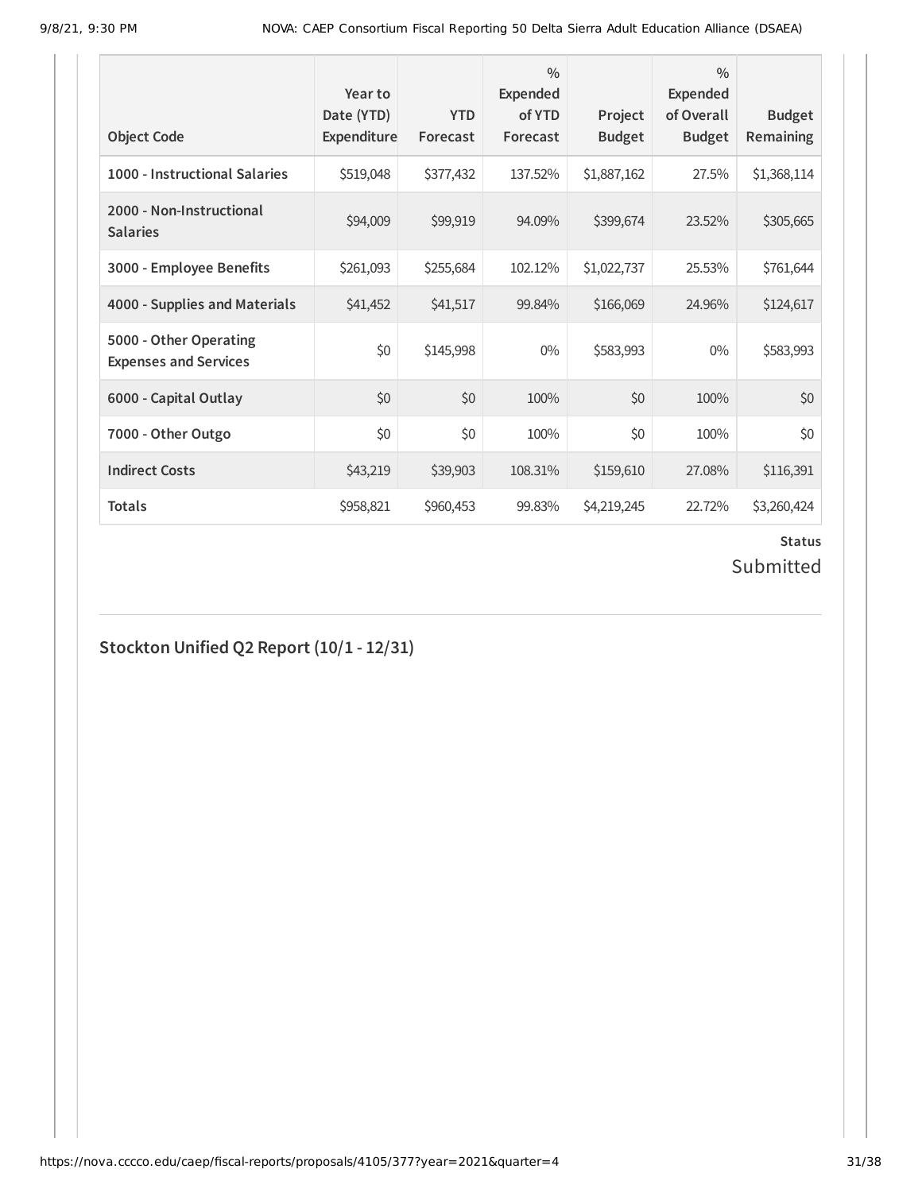| Object Code | Year to Date (YTD) Expenditure | YTD Forecast | % Expended of YTD Forecast | Project Budget | % Expended of Overall Budget | Budget Remaining |
|---|---|---|---|---|---|---|
| 1000 - Instructional Salaries | $519,048 | $377,432 | 137.52% | $1,887,162 | 27.5% | $1,368,114 |
| 2000 - Non-Instructional Salaries | $94,009 | $99,919 | 94.09% | $399,674 | 23.52% | $305,665 |
| 3000 - Employee Benefits | $261,093 | $255,684 | 102.12% | $1,022,737 | 25.53% | $761,644 |
| 4000 - Supplies and Materials | $41,452 | $41,517 | 99.84% | $166,069 | 24.96% | $124,617 |
| 5000 - Other Operating Expenses and Services | $0 | $145,998 | 0% | $583,993 | 0% | $583,993 |
| 6000 - Capital Outlay | $0 | $0 | 100% | $0 | 100% | $0 |
| 7000 - Other Outgo | $0 | $0 | 100% | $0 | 100% | $0 |
| Indirect Costs | $43,219 | $39,903 | 108.31% | $159,610 | 27.08% | $116,391 |
| Totals | $958,821 | $960,453 | 99.83% | $4,219,245 | 22.72% | $3,260,424 |

**Status**

Submitted

## Stockton Unified Q2 Report (10/1 - 12/31)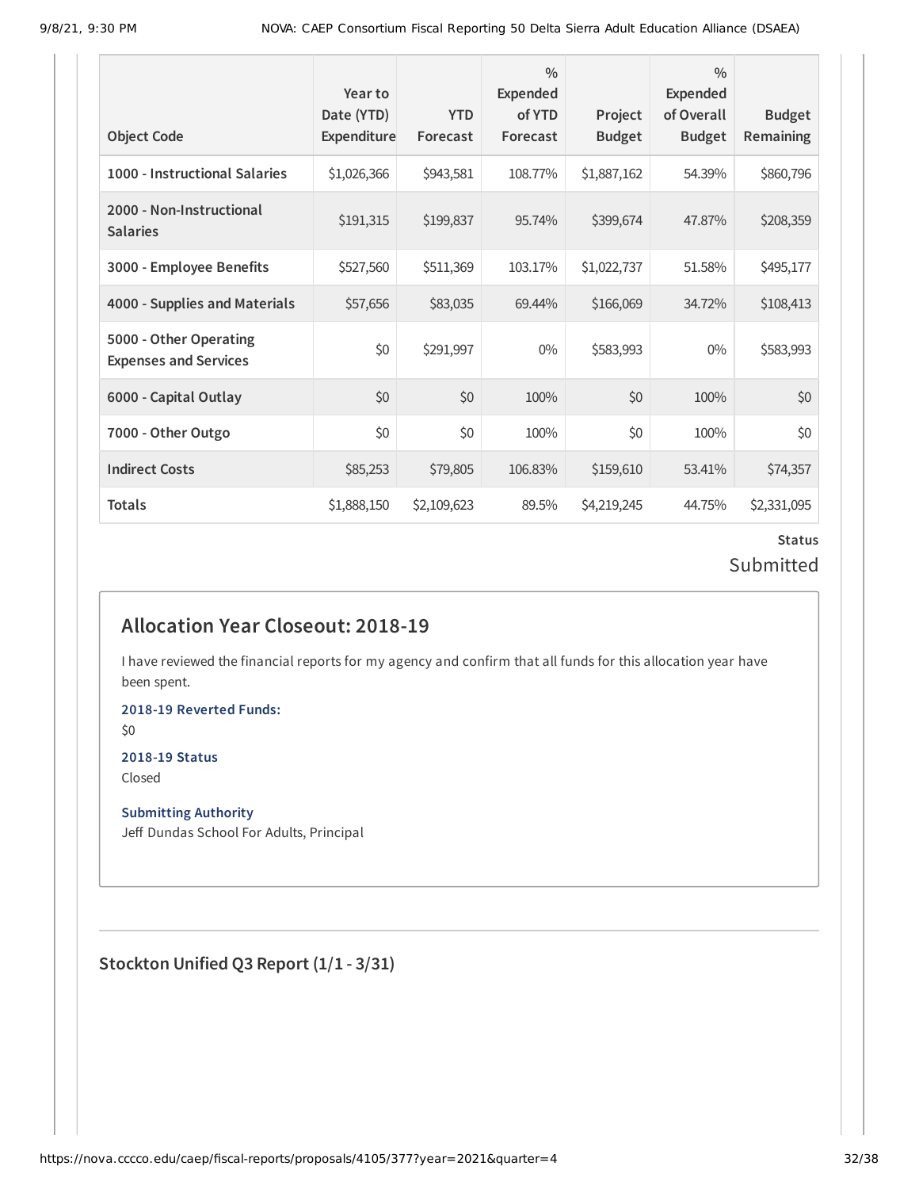| Object Code | Year to Date (YTD) Expenditure | YTD Forecast | % Expended of YTD Forecast | Project Budget | % Expended of Overall Budget | Budget Remaining |
|---|---|---|---|---|---|---|
| 1000 - Instructional Salaries | $1,026,366 | $943,581 | 108.77% | $1,887,162 | 54.39% | $860,796 |
| 2000 - Non-Instructional Salaries | $191,315 | $199,837 | 95.74% | $399,674 | 47.87% | $208,359 |
| 3000 - Employee Benefits | $527,560 | $511,369 | 103.17% | $1,022,737 | 51.58% | $495,177 |
| 4000 - Supplies and Materials | $57,656 | $83,035 | 69.44% | $166,069 | 34.72% | $108,413 |
| 5000 - Other Operating Expenses and Services | $0 | $291,997 | 0% | $583,993 | 0% | $583,993 |
| 6000 - Capital Outlay | $0 | $0 | 100% | $0 | 100% | $0 |
| 7000 - Other Outgo | $0 | $0 | 100% | $0 | 100% | $0 |
| Indirect Costs | $85,253 | $79,805 | 106.83% | $159,610 | 53.41% | $74,357 |
| Totals | $1,888,150 | $2,109,623 | 89.5% | $4,219,245 | 44.75% | $2,331,095 |

**Status**

Submitted

## Allocation Year Closeout: 2018-19

I have reviewed the financial reports for my agency and confirm that all funds for this allocation year have been spent.

**2018-19 Reverted Funds:**

$0

**2018-19 Status**

Closed

**Submitting Authority**

Jeff Dundas School For Adults, Principal

### Stockton Unified Q3 Report (1/1 - 3/31)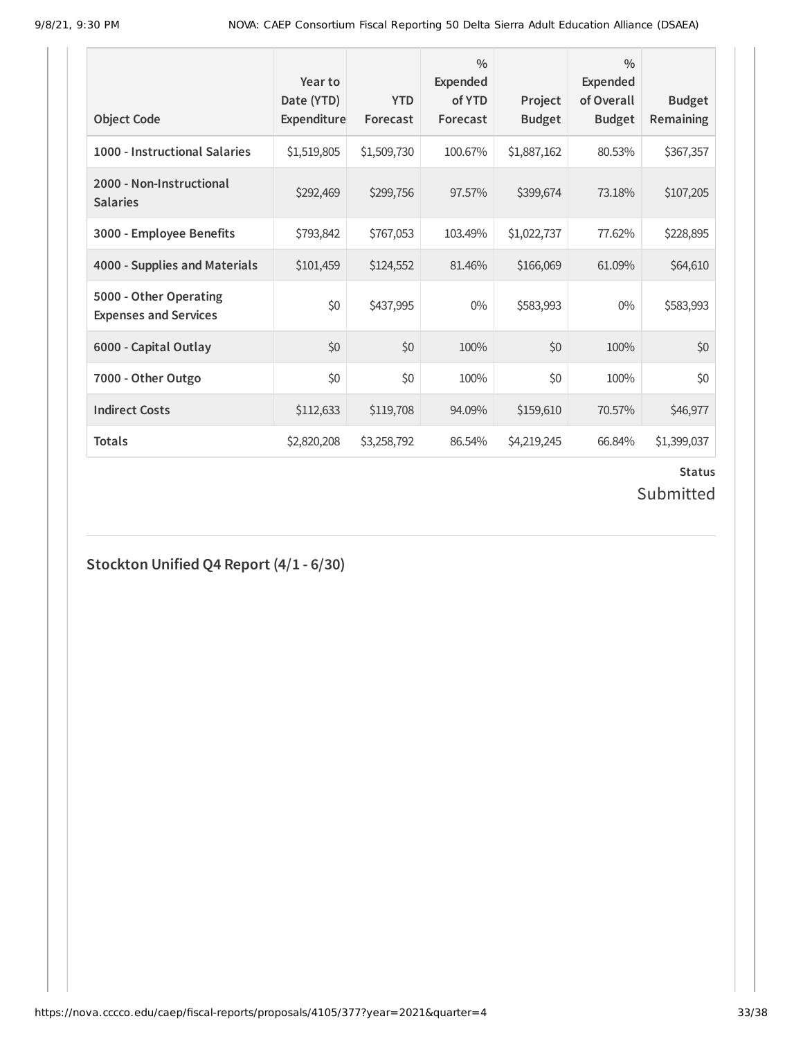| Object Code | Year to Date (YTD) Expenditure | YTD Forecast | % Expended of YTD Forecast | Project Budget | % Expended of Overall Budget | Budget Remaining |
|---|---|---|---|---|---|---|
| 1000 - Instructional Salaries | $1,519,805 | $1,509,730 | 100.67% | $1,887,162 | 80.53% | $367,357 |
| 2000 - Non-Instructional Salaries | $292,469 | $299,756 | 97.57% | $399,674 | 73.18% | $107,205 |
| 3000 - Employee Benefits | $793,842 | $767,053 | 103.49% | $1,022,737 | 77.62% | $228,895 |
| 4000 - Supplies and Materials | $101,459 | $124,552 | 81.46% | $166,069 | 61.09% | $64,610 |
| 5000 - Other Operating Expenses and Services | $0 | $437,995 | 0% | $583,993 | 0% | $583,993 |
| 6000 - Capital Outlay | $0 | $0 | 100% | $0 | 100% | $0 |
| 7000 - Other Outgo | $0 | $0 | 100% | $0 | 100% | $0 |
| Indirect Costs | $112,633 | $119,708 | 94.09% | $159,610 | 70.57% | $46,977 |
| Totals | $2,820,208 | $3,258,792 | 86.54% | $4,219,245 | 66.84% | $1,399,037 |

**Status**

Submitted

## Stockton Unified Q4 Report (4/1 - 6/30)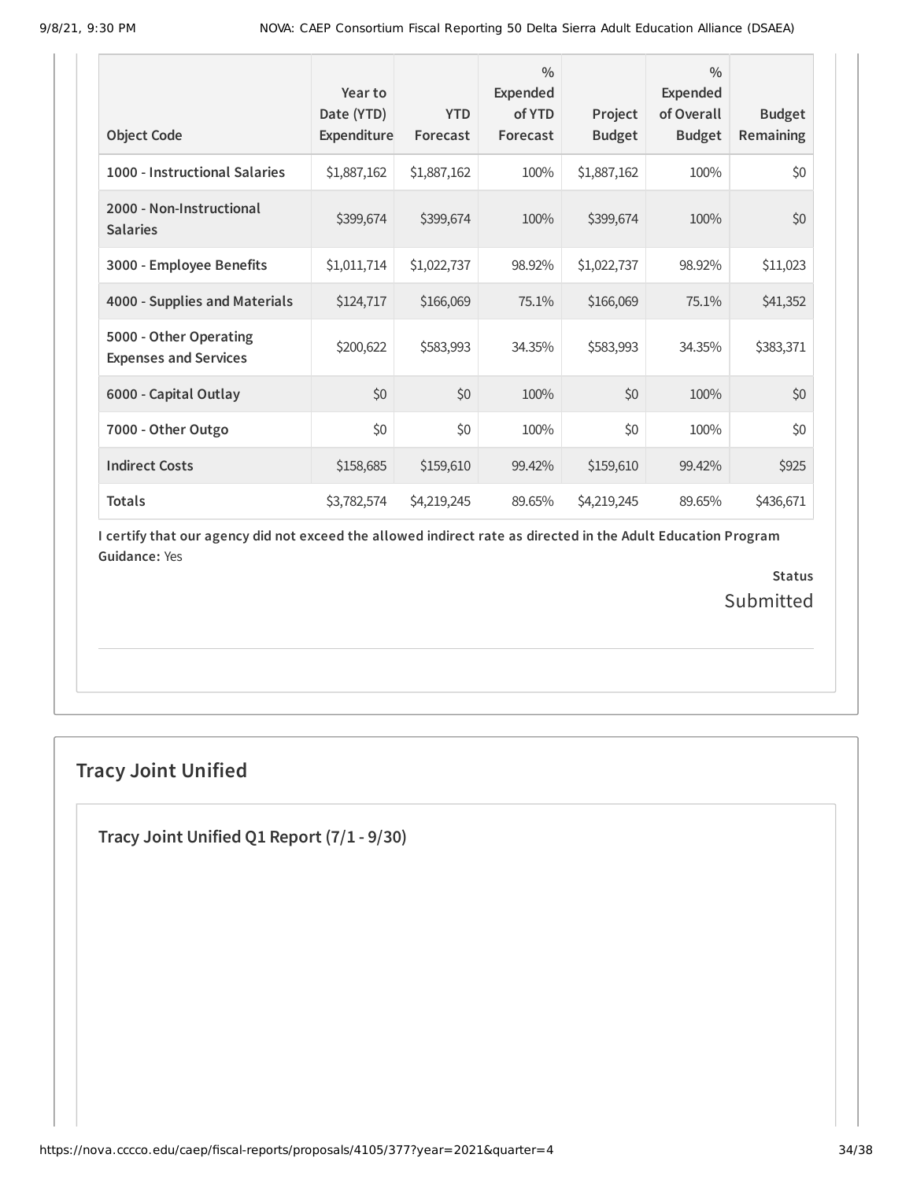| Object Code | Year to Date (YTD) Expenditure | YTD Forecast | % Expended of YTD Forecast | Project Budget | % Expended of Overall Budget | Budget Remaining |
|---|---|---|---|---|---|---|
| 1000 - Instructional Salaries | $1,887,162 | $1,887,162 | 100% | $1,887,162 | 100% | $0 |
| 2000 - Non-Instructional Salaries | $399,674 | $399,674 | 100% | $399,674 | 100% | $0 |
| 3000 - Employee Benefits | $1,011,714 | $1,022,737 | 98.92% | $1,022,737 | 98.92% | $11,023 |
| 4000 - Supplies and Materials | $124,717 | $166,069 | 75.1% | $166,069 | 75.1% | $41,352 |
| 5000 - Other Operating Expenses and Services | $200,622 | $583,993 | 34.35% | $583,993 | 34.35% | $383,371 |
| 6000 - Capital Outlay | $0 | $0 | 100% | $0 | 100% | $0 |
| 7000 - Other Outgo | $0 | $0 | 100% | $0 | 100% | $0 |
| Indirect Costs | $158,685 | $159,610 | 99.42% | $159,610 | 99.42% | $925 |
| Totals | $3,782,574 | $4,219,245 | 89.65% | $4,219,245 | 89.65% | $436,671 |

**I certify that our agency did not exceed the allowed indirect rate as directed in the Adult Education Program Guidance:** Yes

**Status**
Submitted

## Tracy Joint Unified

### Tracy Joint Unified Q1 Report (7/1 - 9/30)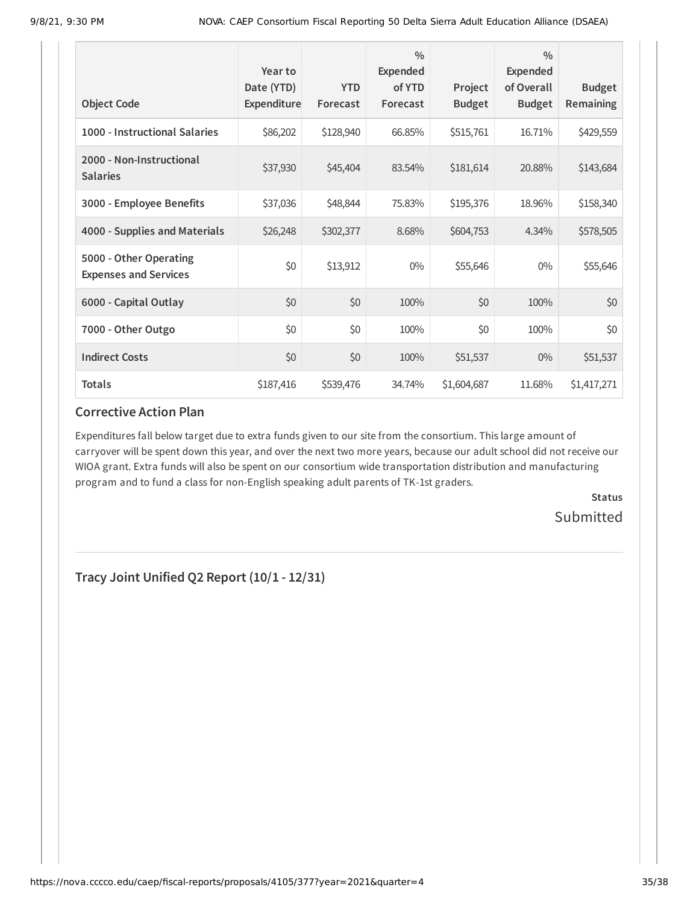| Object Code | Year to Date (YTD) Expenditure | YTD Forecast | % Expended of YTD Forecast | Project Budget | % Expended of Overall Budget | Budget Remaining |
|---|---|---|---|---|---|---|
| **1000 - Instructional Salaries** | $86,202 | $128,940 | 66.85% | $515,761 | 16.71% | $429,559 |
| **2000 - Non-Instructional Salaries** | $37,930 | $45,404 | 83.54% | $181,614 | 20.88% | $143,684 |
| **3000 - Employee Benefits** | $37,036 | $48,844 | 75.83% | $195,376 | 18.96% | $158,340 |
| **4000 - Supplies and Materials** | $26,248 | $302,377 | 8.68% | $604,753 | 4.34% | $578,505 |
| **5000 - Other Operating Expenses and Services** | $0 | $13,912 | 0% | $55,646 | 0% | $55,646 |
| **6000 - Capital Outlay** | $0 | $0 | 100% | $0 | 100% | $0 |
| **7000 - Other Outgo** | $0 | $0 | 100% | $0 | 100% | $0 |
| **Indirect Costs** | $0 | $0 | 100% | $51,537 | 0% | $51,537 |
| **Totals** | $187,416 | $539,476 | 34.74% | $1,604,687 | 11.68% | $1,417,271 |

## Corrective Action Plan

Expenditures fall below target due to extra funds given to our site from the consortium. This large amount of carryover will be spent down this year, and over the next two more years, because our adult school did not receive our WIOA grant. Extra funds will also be spent on our consortium wide transportation distribution and manufacturing program and to fund a class for non-English speaking adult parents of TK-1st graders.

**Status**

Submitted

---

## Tracy Joint Unified Q2 Report (10/1 - 12/31)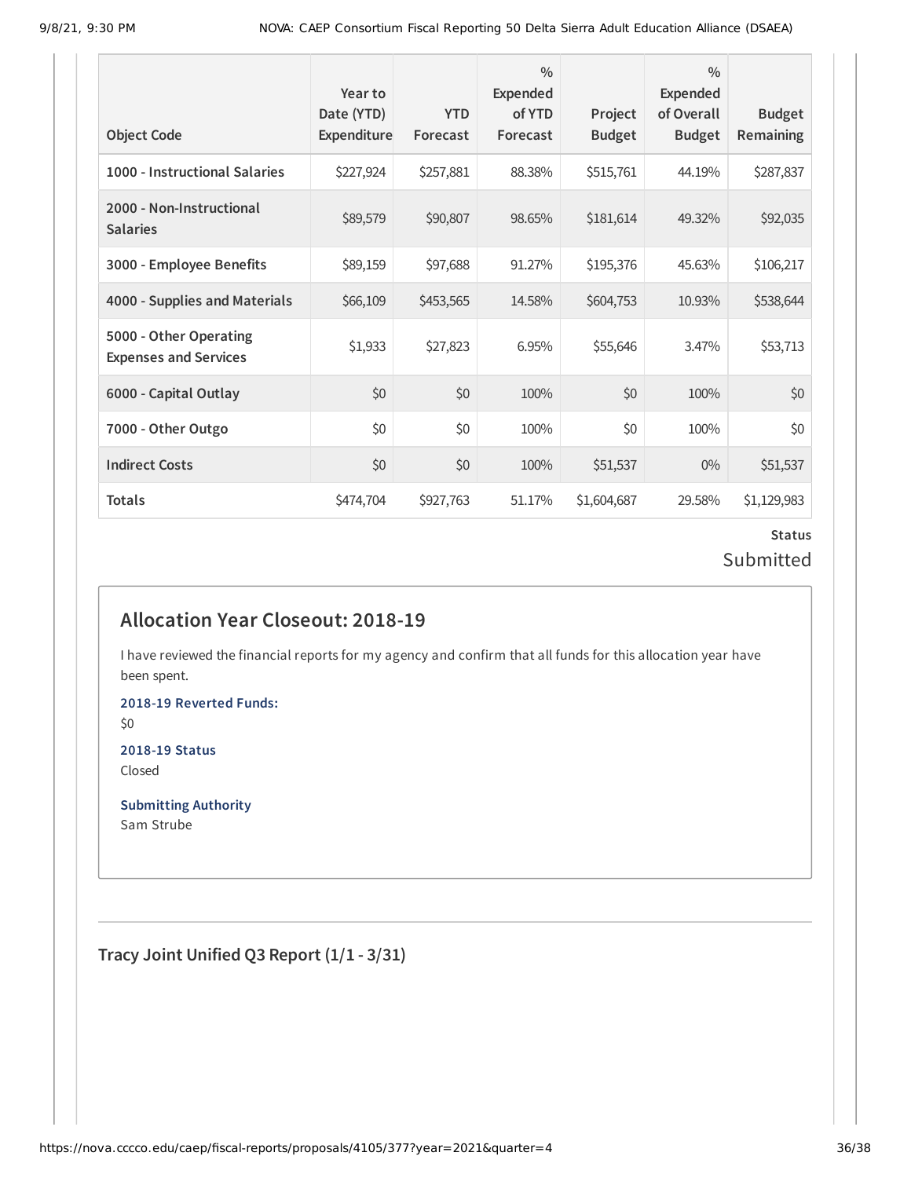| Object Code | Year to Date (YTD) Expenditure | YTD Forecast | % Expended of YTD Forecast | Project Budget | % Expended of Overall Budget | Budget Remaining |
|---|---|---|---|---|---|---|
| 1000 - Instructional Salaries | $227,924 | $257,881 | 88.38% | $515,761 | 44.19% | $287,837 |
| 2000 - Non-Instructional Salaries | $89,579 | $90,807 | 98.65% | $181,614 | 49.32% | $92,035 |
| 3000 - Employee Benefits | $89,159 | $97,688 | 91.27% | $195,376 | 45.63% | $106,217 |
| 4000 - Supplies and Materials | $66,109 | $453,565 | 14.58% | $604,753 | 10.93% | $538,644 |
| 5000 - Other Operating Expenses and Services | $1,933 | $27,823 | 6.95% | $55,646 | 3.47% | $53,713 |
| 6000 - Capital Outlay | $0 | $0 | 100% | $0 | 100% | $0 |
| 7000 - Other Outgo | $0 | $0 | 100% | $0 | 100% | $0 |
| Indirect Costs | $0 | $0 | 100% | $51,537 | 0% | $51,537 |
| Totals | $474,704 | $927,763 | 51.17% | $1,604,687 | 29.58% | $1,129,983 |

**Status**

Submitted

## Allocation Year Closeout: 2018-19

I have reviewed the financial reports for my agency and confirm that all funds for this allocation year have been spent.

**2018-19 Reverted Funds:**

$0

**2018-19 Status**

Closed

**Submitting Authority**

Sam Strube

### Tracy Joint Unified Q3 Report (1/1 - 3/31)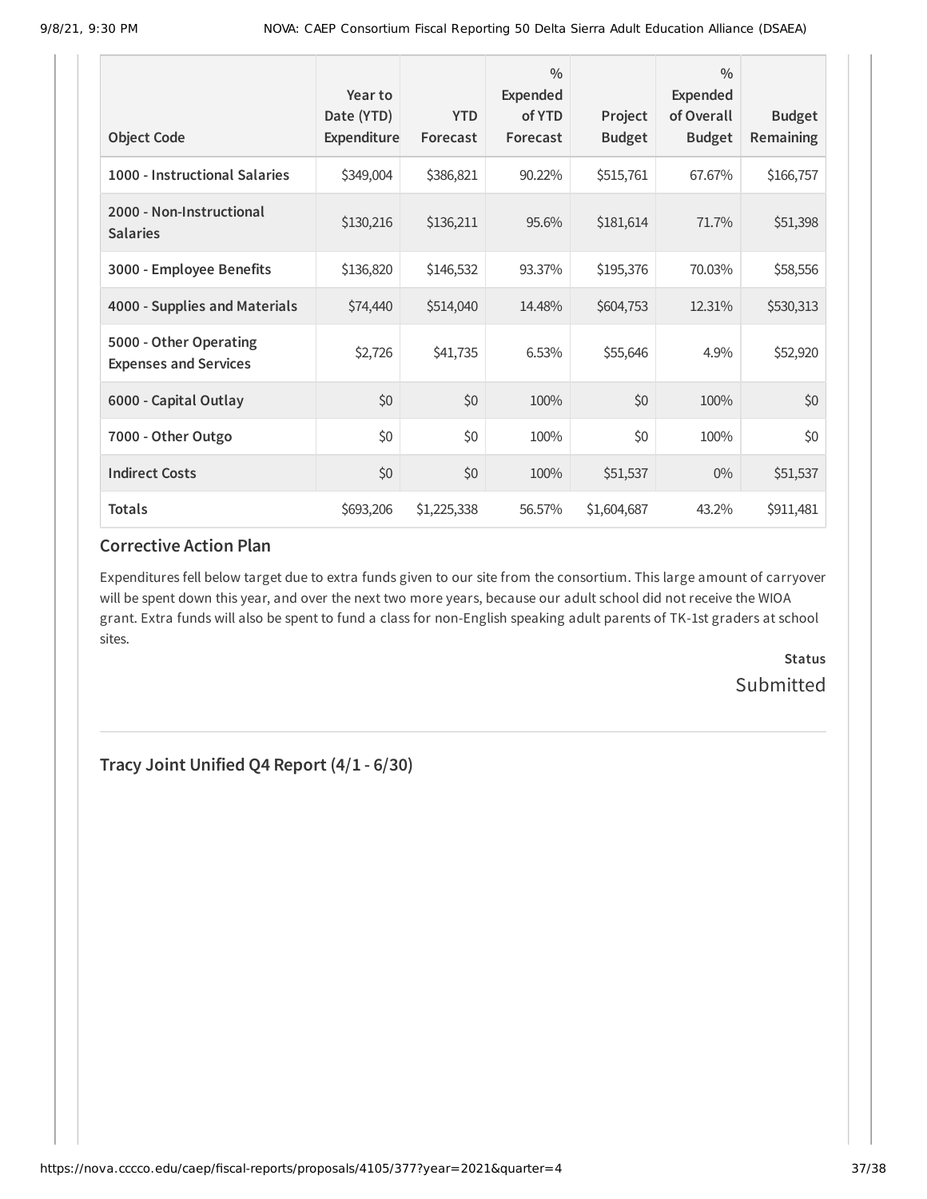| Object Code | Year to Date (YTD) Expenditure | YTD Forecast | % Expended of YTD Forecast | Project Budget | % Expended of Overall Budget | Budget Remaining |
|---|---|---|---|---|---|---|
| 1000 - Instructional Salaries | $349,004 | $386,821 | 90.22% | $515,761 | 67.67% | $166,757 |
| 2000 - Non-Instructional Salaries | $130,216 | $136,211 | 95.6% | $181,614 | 71.7% | $51,398 |
| 3000 - Employee Benefits | $136,820 | $146,532 | 93.37% | $195,376 | 70.03% | $58,556 |
| 4000 - Supplies and Materials | $74,440 | $514,040 | 14.48% | $604,753 | 12.31% | $530,313 |
| 5000 - Other Operating Expenses and Services | $2,726 | $41,735 | 6.53% | $55,646 | 4.9% | $52,920 |
| 6000 - Capital Outlay | $0 | $0 | 100% | $0 | 100% | $0 |
| 7000 - Other Outgo | $0 | $0 | 100% | $0 | 100% | $0 |
| Indirect Costs | $0 | $0 | 100% | $51,537 | 0% | $51,537 |
| **Totals** | $693,206 | $1,225,338 | 56.57% | $1,604,687 | 43.2% | $911,481 |

### Corrective Action Plan

Expenditures fell below target due to extra funds given to our site from the consortium. This large amount of carryover will be spent down this year, and over the next two more years, because our adult school did not receive the WIOA grant. Extra funds will also be spent to fund a class for non-English speaking adult parents of TK-1st graders at school sites.

**Status**

Submitted

## Tracy Joint Unified Q4 Report (4/1 - 6/30)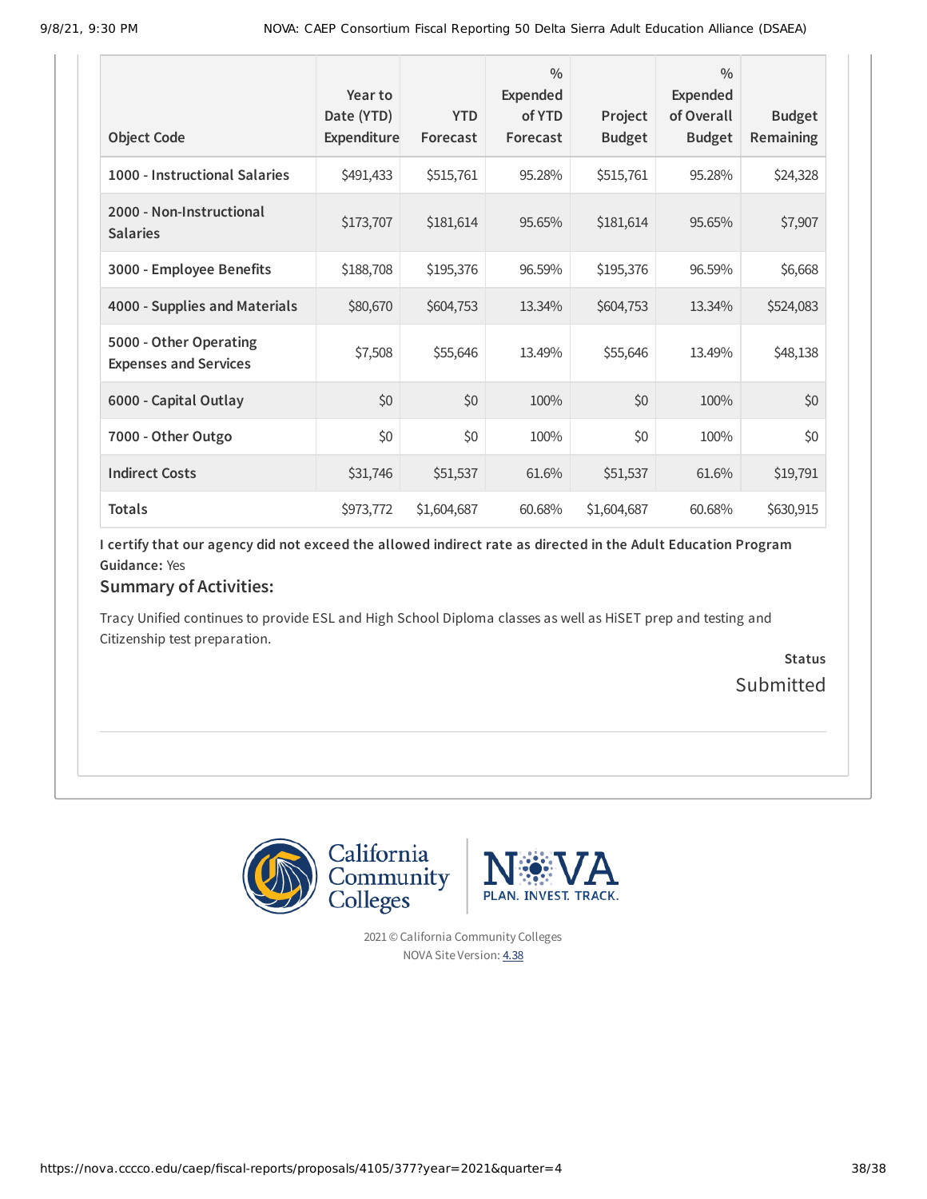| Object Code | Year to Date (YTD) Expenditure | YTD Forecast | % Expended of YTD Forecast | Project Budget | % Expended of Overall Budget | Budget Remaining |
|---|---|---|---|---|---|---|
| 1000 - Instructional Salaries | $491,433 | $515,761 | 95.28% | $515,761 | 95.28% | $24,328 |
| 2000 - Non-Instructional Salaries | $173,707 | $181,614 | 95.65% | $181,614 | 95.65% | $7,907 |
| 3000 - Employee Benefits | $188,708 | $195,376 | 96.59% | $195,376 | 96.59% | $6,668 |
| 4000 - Supplies and Materials | $80,670 | $604,753 | 13.34% | $604,753 | 13.34% | $524,083 |
| 5000 - Other Operating Expenses and Services | $7,508 | $55,646 | 13.49% | $55,646 | 13.49% | $48,138 |
| 6000 - Capital Outlay | $0 | $0 | 100% | $0 | 100% | $0 |
| 7000 - Other Outgo | $0 | $0 | 100% | $0 | 100% | $0 |
| Indirect Costs | $31,746 | $51,537 | 61.6% | $51,537 | 61.6% | $19,791 |
| Totals | $973,772 | $1,604,687 | 60.68% | $1,604,687 | 60.68% | $630,915 |

**I certify that our agency did not exceed the allowed indirect rate as directed in the Adult Education Program Guidance:** Yes

### Summary of Activities:

Tracy Unified continues to provide ESL and High School Diploma classes as well as HiSET prep and testing and Citizenship test preparation.

**Status**

Submitted

2021 © California Community Colleges

NOVA Site Version: 4.38